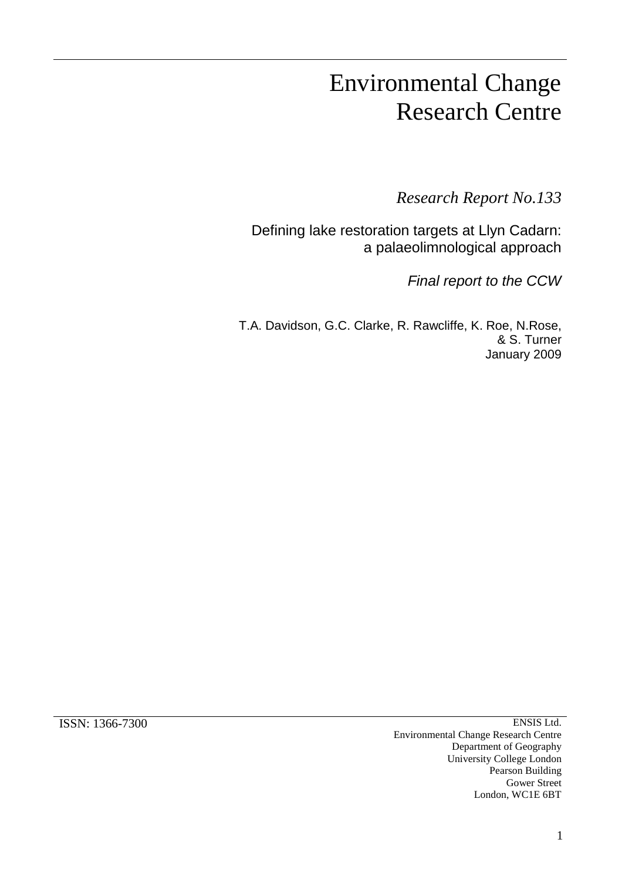# Environmental Change Research Centre

*Research Report No.133*

Defining lake restoration targets at Llyn Cadarn: a palaeolimnological approach

*Final report to the CCW*

T.A. Davidson, G.C. Clarke, R. Rawcliffe, K. Roe, N.Rose, & S. Turner
January 2009

ISSN: 1366-7300

ENSIS Ltd.
Environmental Change Research Centre
Department of Geography
University College London
Pearson Building
Gower Street
London, WC1E 6BT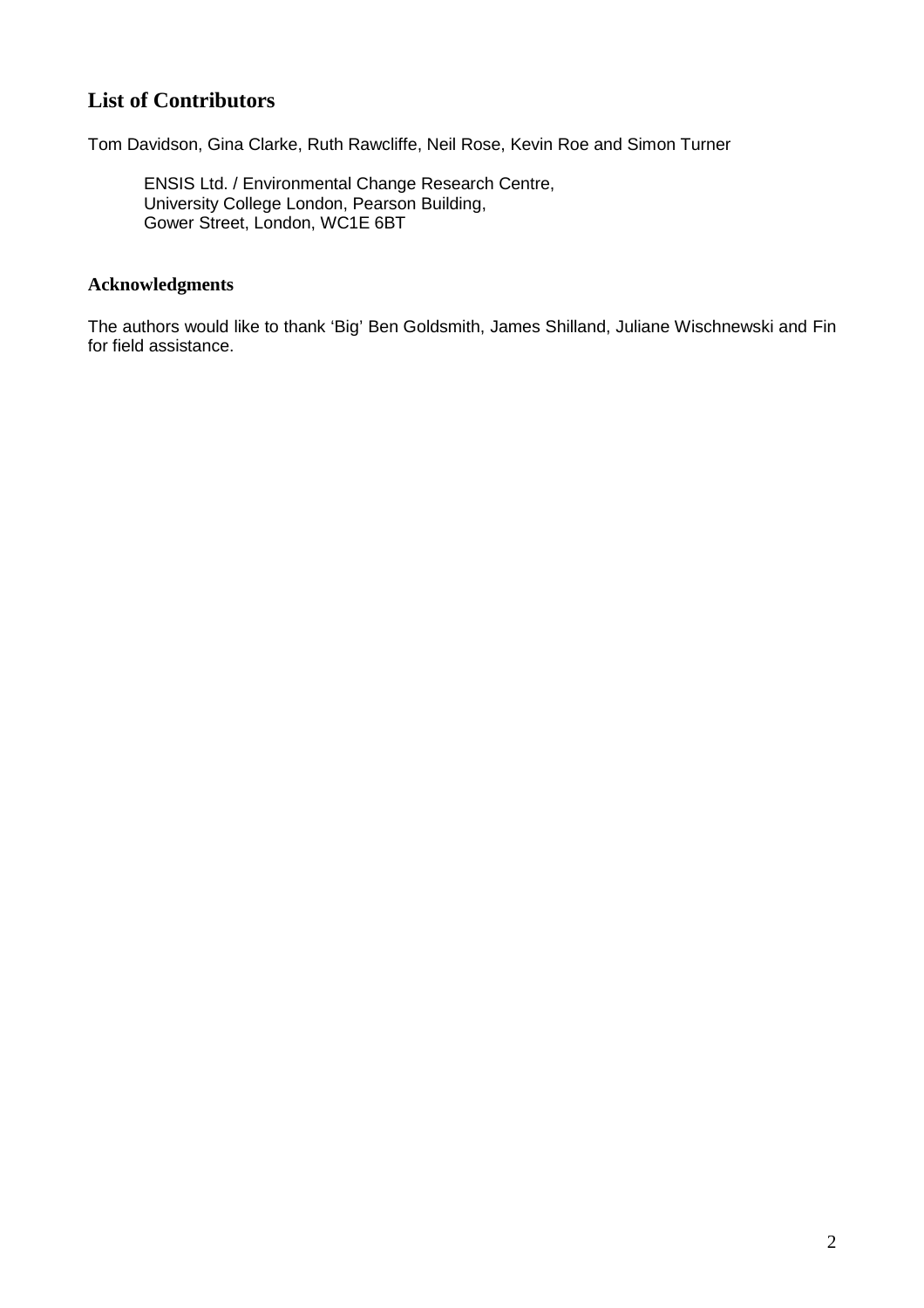## List of Contributors

Tom Davidson, Gina Clarke, Ruth Rawcliffe, Neil Rose, Kevin Roe and Simon Turner

ENSIS Ltd. / Environmental Change Research Centre,
University College London, Pearson Building,
Gower Street, London, WC1E 6BT

### Acknowledgments

The authors would like to thank 'Big' Ben Goldsmith, James Shilland, Juliane Wischnewski and Fin for field assistance.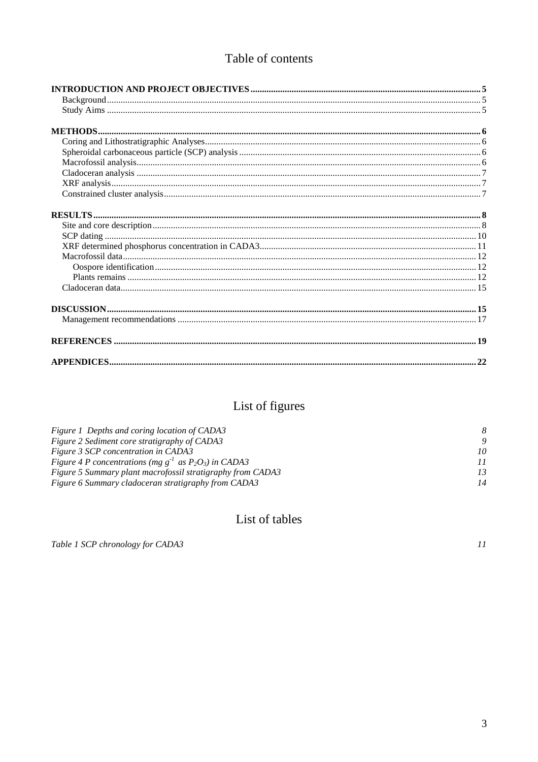# Table of contents

**INTRODUCTION AND PROJECT OBJECTIVES** .......... 5
- Background .......... 5
- Study Aims .......... 5

**METHODS** .......... 6
- Coring and Lithostratigraphic Analyses .......... 6
- Spheroidal carbonaceous particle (SCP) analysis .......... 6
- Macrofossil analysis .......... 6
- Cladoceran analysis .......... 7
- XRF analysis .......... 7
- Constrained cluster analysis .......... 7

**RESULTS** .......... 8
- Site and core description .......... 8
- SCP dating .......... 10
- XRF determined phosphorus concentration in CADA3 .......... 11
- Macrofossil data .......... 12
  - Oospore identification .......... 12
  - Plants remains .......... 12
- Cladoceran data .......... 15

**DISCUSSION** .......... 15
- Management recommendations .......... 17

**REFERENCES** .......... 19

**APPENDICES** .......... 22

# List of figures

*Figure 1 Depths and coring location of CADA3* 8
*Figure 2 Sediment core stratigraphy of CADA3* 9
*Figure 3 SCP concentration in CADA3* 10
*Figure 4 P concentrations (mg $g^{-1}$ as $P_2O_3$) in CADA3* 11
*Figure 5 Summary plant macrofossil stratigraphy from CADA3* 13
*Figure 6 Summary cladoceran stratigraphy from CADA3* 14

# List of tables

*Table 1 SCP chronology for CADA3* 11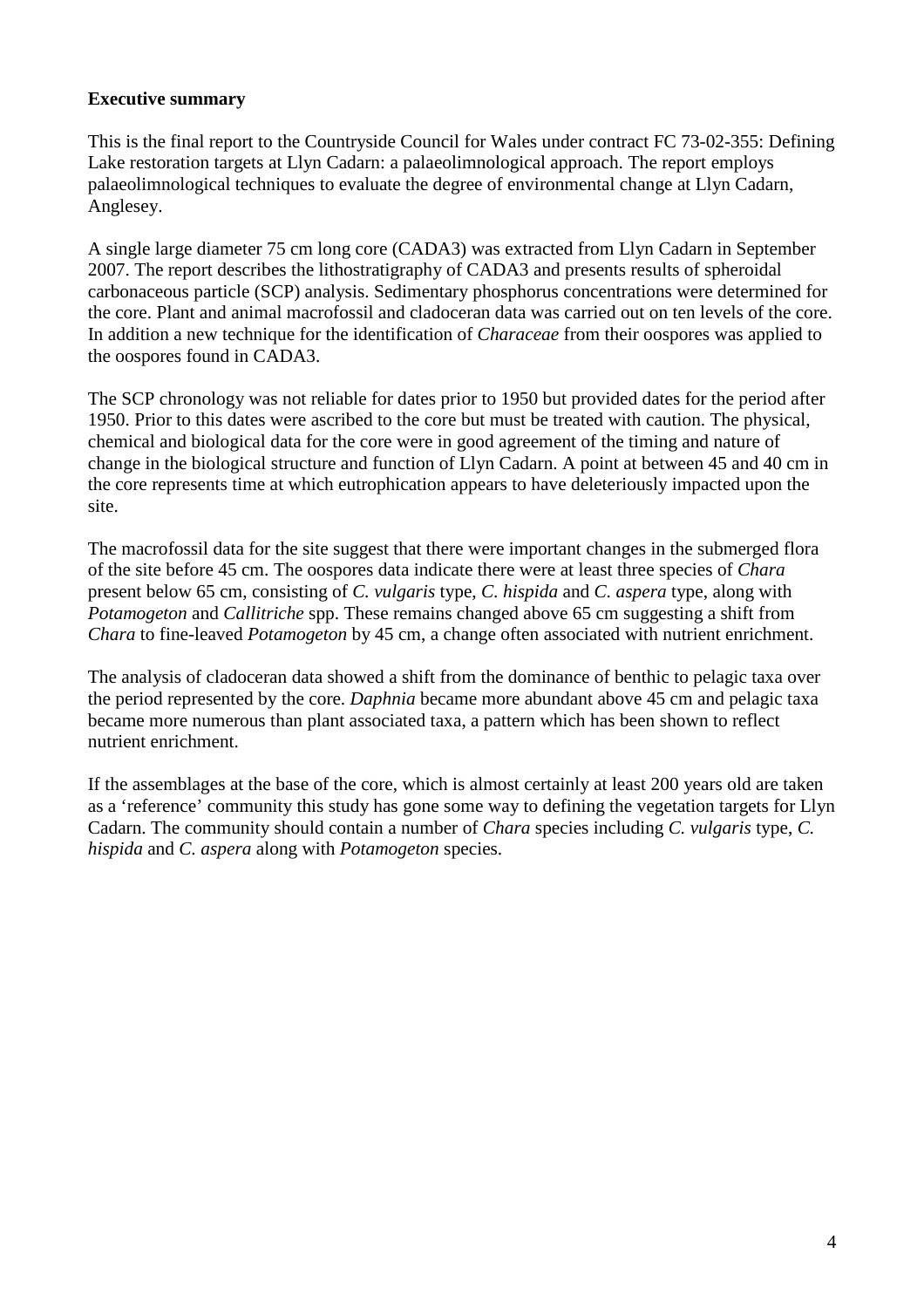**Executive summary**

This is the final report to the Countryside Council for Wales under contract FC 73-02-355: Defining Lake restoration targets at Llyn Cadarn: a palaeolimnological approach. The report employs palaeolimnological techniques to evaluate the degree of environmental change at Llyn Cadarn, Anglesey.

A single large diameter 75 cm long core (CADA3) was extracted from Llyn Cadarn in September 2007. The report describes the lithostratigraphy of CADA3 and presents results of spheroidal carbonaceous particle (SCP) analysis. Sedimentary phosphorus concentrations were determined for the core. Plant and animal macrofossil and cladoceran data was carried out on ten levels of the core. In addition a new technique for the identification of *Characeae* from their oospores was applied to the oospores found in CADA3.

The SCP chronology was not reliable for dates prior to 1950 but provided dates for the period after 1950. Prior to this dates were ascribed to the core but must be treated with caution. The physical, chemical and biological data for the core were in good agreement of the timing and nature of change in the biological structure and function of Llyn Cadarn. A point at between 45 and 40 cm in the core represents time at which eutrophication appears to have deleteriously impacted upon the site.

The macrofossil data for the site suggest that there were important changes in the submerged flora of the site before 45 cm. The oospores data indicate there were at least three species of *Chara* present below 65 cm, consisting of *C. vulgaris* type, *C. hispida* and *C. aspera* type, along with *Potamogeton* and *Callitriche* spp. These remains changed above 65 cm suggesting a shift from *Chara* to fine-leaved *Potamogeton* by 45 cm, a change often associated with nutrient enrichment.

The analysis of cladoceran data showed a shift from the dominance of benthic to pelagic taxa over the period represented by the core. *Daphnia* became more abundant above 45 cm and pelagic taxa became more numerous than plant associated taxa, a pattern which has been shown to reflect nutrient enrichment.

If the assemblages at the base of the core, which is almost certainly at least 200 years old are taken as a 'reference' community this study has gone some way to defining the vegetation targets for Llyn Cadarn. The community should contain a number of *Chara* species including *C. vulgaris* type, *C. hispida* and *C. aspera* along with *Potamogeton* species.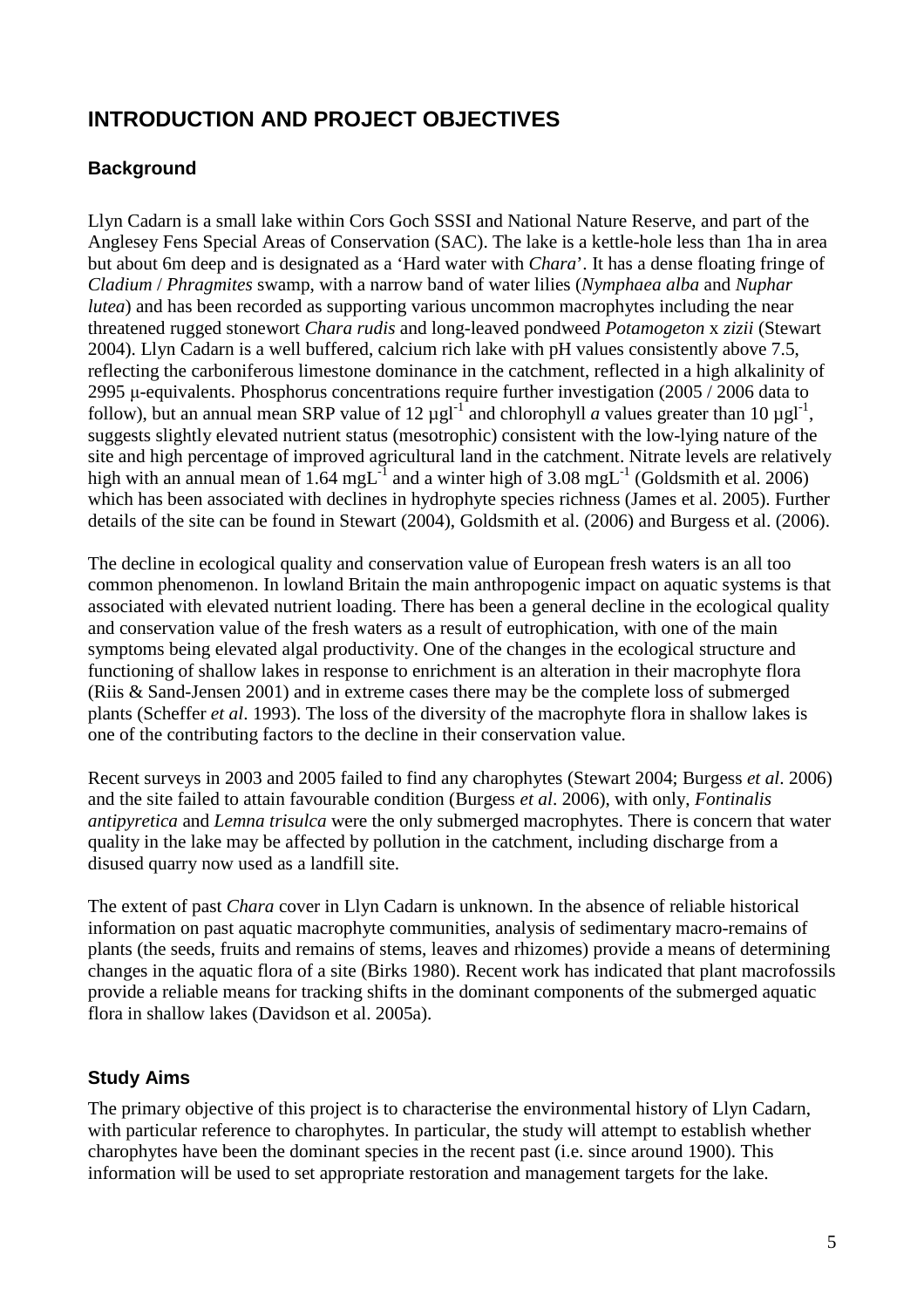# INTRODUCTION AND PROJECT OBJECTIVES

## Background

Llyn Cadarn is a small lake within Cors Goch SSSI and National Nature Reserve, and part of the Anglesey Fens Special Areas of Conservation (SAC). The lake is a kettle-hole less than 1ha in area but about 6m deep and is designated as a 'Hard water with *Chara*'. It has a dense floating fringe of *Cladium* / *Phragmites* swamp, with a narrow band of water lilies (*Nymphaea alba* and *Nuphar lutea*) and has been recorded as supporting various uncommon macrophytes including the near threatened rugged stonewort *Chara rudis* and long-leaved pondweed *Potamogeton* x *zizii* (Stewart 2004). Llyn Cadarn is a well buffered, calcium rich lake with pH values consistently above 7.5, reflecting the carboniferous limestone dominance in the catchment, reflected in a high alkalinity of 2995 μ-equivalents. Phosphorus concentrations require further investigation (2005 / 2006 data to follow), but an annual mean SRP value of 12 $\mu gl^{-1}$ and chlorophyll *a* values greater than 10 $\mu gl^{-1}$, suggests slightly elevated nutrient status (mesotrophic) consistent with the low-lying nature of the site and high percentage of improved agricultural land in the catchment. Nitrate levels are relatively high with an annual mean of 1.64 $mgL^{-1}$ and a winter high of 3.08 $mgL^{-1}$ (Goldsmith et al. 2006) which has been associated with declines in hydrophyte species richness (James et al. 2005). Further details of the site can be found in Stewart (2004), Goldsmith et al. (2006) and Burgess et al. (2006).

The decline in ecological quality and conservation value of European fresh waters is an all too common phenomenon. In lowland Britain the main anthropogenic impact on aquatic systems is that associated with elevated nutrient loading. There has been a general decline in the ecological quality and conservation value of the fresh waters as a result of eutrophication, with one of the main symptoms being elevated algal productivity. One of the changes in the ecological structure and functioning of shallow lakes in response to enrichment is an alteration in their macrophyte flora (Riis & Sand-Jensen 2001) and in extreme cases there may be the complete loss of submerged plants (Scheffer *et al*. 1993). The loss of the diversity of the macrophyte flora in shallow lakes is one of the contributing factors to the decline in their conservation value.

Recent surveys in 2003 and 2005 failed to find any charophytes (Stewart 2004; Burgess *et al*. 2006) and the site failed to attain favourable condition (Burgess *et al*. 2006), with only, *Fontinalis antipyretica* and *Lemna trisulca* were the only submerged macrophytes. There is concern that water quality in the lake may be affected by pollution in the catchment, including discharge from a disused quarry now used as a landfill site.

The extent of past *Chara* cover in Llyn Cadarn is unknown. In the absence of reliable historical information on past aquatic macrophyte communities, analysis of sedimentary macro-remains of plants (the seeds, fruits and remains of stems, leaves and rhizomes) provide a means of determining changes in the aquatic flora of a site (Birks 1980). Recent work has indicated that plant macrofossils provide a reliable means for tracking shifts in the dominant components of the submerged aquatic flora in shallow lakes (Davidson et al. 2005a).

## Study Aims

The primary objective of this project is to characterise the environmental history of Llyn Cadarn, with particular reference to charophytes. In particular, the study will attempt to establish whether charophytes have been the dominant species in the recent past (i.e. since around 1900). This information will be used to set appropriate restoration and management targets for the lake.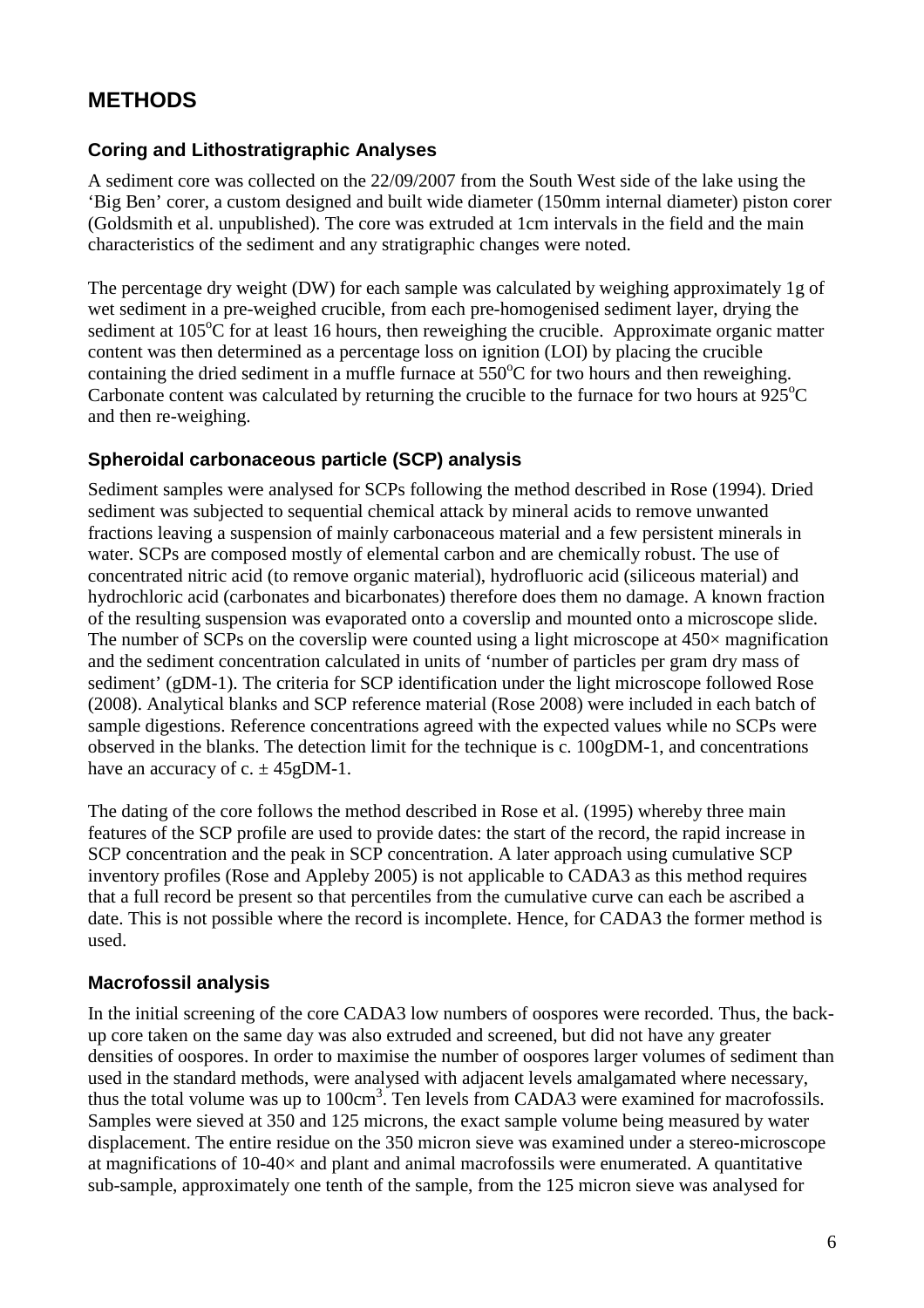## METHODS

### Coring and Lithostratigraphic Analyses

A sediment core was collected on the 22/09/2007 from the South West side of the lake using the 'Big Ben' corer, a custom designed and built wide diameter (150mm internal diameter) piston corer (Goldsmith et al. unpublished). The core was extruded at 1cm intervals in the field and the main characteristics of the sediment and any stratigraphic changes were noted.

The percentage dry weight (DW) for each sample was calculated by weighing approximately 1g of wet sediment in a pre-weighed crucible, from each pre-homogenised sediment layer, drying the sediment at 105°C for at least 16 hours, then reweighing the crucible. Approximate organic matter content was then determined as a percentage loss on ignition (LOI) by placing the crucible containing the dried sediment in a muffle furnace at 550°C for two hours and then reweighing. Carbonate content was calculated by returning the crucible to the furnace for two hours at 925°C and then re-weighing.

### Spheroidal carbonaceous particle (SCP) analysis

Sediment samples were analysed for SCPs following the method described in Rose (1994). Dried sediment was subjected to sequential chemical attack by mineral acids to remove unwanted fractions leaving a suspension of mainly carbonaceous material and a few persistent minerals in water. SCPs are composed mostly of elemental carbon and are chemically robust. The use of concentrated nitric acid (to remove organic material), hydrofluoric acid (siliceous material) and hydrochloric acid (carbonates and bicarbonates) therefore does them no damage. A known fraction of the resulting suspension was evaporated onto a coverslip and mounted onto a microscope slide. The number of SCPs on the coverslip were counted using a light microscope at 450× magnification and the sediment concentration calculated in units of 'number of particles per gram dry mass of sediment' (gDM-1). The criteria for SCP identification under the light microscope followed Rose (2008). Analytical blanks and SCP reference material (Rose 2008) were included in each batch of sample digestions. Reference concentrations agreed with the expected values while no SCPs were observed in the blanks. The detection limit for the technique is c. 100gDM-1, and concentrations have an accuracy of c. ± 45gDM-1.

The dating of the core follows the method described in Rose et al. (1995) whereby three main features of the SCP profile are used to provide dates: the start of the record, the rapid increase in SCP concentration and the peak in SCP concentration. A later approach using cumulative SCP inventory profiles (Rose and Appleby 2005) is not applicable to CADA3 as this method requires that a full record be present so that percentiles from the cumulative curve can each be ascribed a date. This is not possible where the record is incomplete. Hence, for CADA3 the former method is used.

### Macrofossil analysis

In the initial screening of the core CADA3 low numbers of oospores were recorded. Thus, the back-up core taken on the same day was also extruded and screened, but did not have any greater densities of oospores. In order to maximise the number of oospores larger volumes of sediment than used in the standard methods, were analysed with adjacent levels amalgamated where necessary, thus the total volume was up to 100cm$^3$. Ten levels from CADA3 were examined for macrofossils. Samples were sieved at 350 and 125 microns, the exact sample volume being measured by water displacement. The entire residue on the 350 micron sieve was examined under a stereo-microscope at magnifications of 10-40× and plant and animal macrofossils were enumerated. A quantitative sub-sample, approximately one tenth of the sample, from the 125 micron sieve was analysed for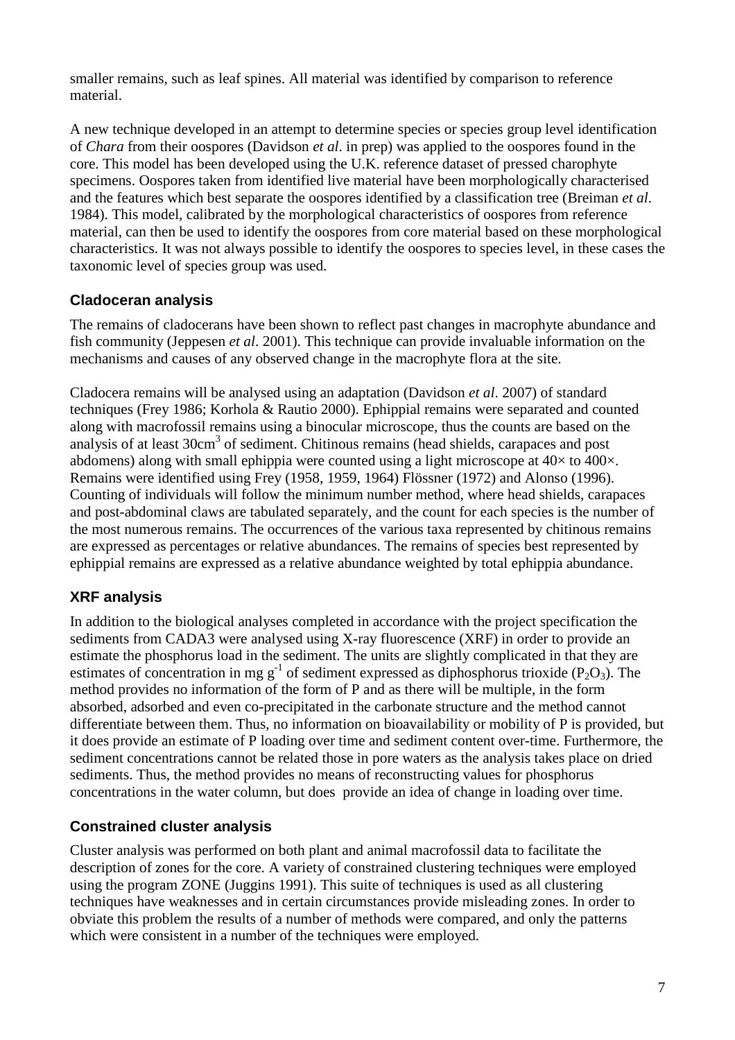smaller remains, such as leaf spines. All material was identified by comparison to reference material.

A new technique developed in an attempt to determine species or species group level identification of *Chara* from their oospores (Davidson *et al*. in prep) was applied to the oospores found in the core. This model has been developed using the U.K. reference dataset of pressed charophyte specimens. Oospores taken from identified live material have been morphologically characterised and the features which best separate the oospores identified by a classification tree (Breiman *et al*. 1984). This model, calibrated by the morphological characteristics of oospores from reference material, can then be used to identify the oospores from core material based on these morphological characteristics. It was not always possible to identify the oospores to species level, in these cases the taxonomic level of species group was used.

### Cladoceran analysis

The remains of cladocerans have been shown to reflect past changes in macrophyte abundance and fish community (Jeppesen *et al*. 2001). This technique can provide invaluable information on the mechanisms and causes of any observed change in the macrophyte flora at the site.

Cladocera remains will be analysed using an adaptation (Davidson *et al*. 2007) of standard techniques (Frey 1986; Korhola & Rautio 2000). Ephippial remains were separated and counted along with macrofossil remains using a binocular microscope, thus the counts are based on the analysis of at least 30cm$^3$ of sediment. Chitinous remains (head shields, carapaces and post abdomens) along with small ephippia were counted using a light microscope at 40× to 400×. Remains were identified using Frey (1958, 1959, 1964) Flössner (1972) and Alonso (1996). Counting of individuals will follow the minimum number method, where head shields, carapaces and post-abdominal claws are tabulated separately, and the count for each species is the number of the most numerous remains. The occurrences of the various taxa represented by chitinous remains are expressed as percentages or relative abundances. The remains of species best represented by ephippial remains are expressed as a relative abundance weighted by total ephippia abundance.

### XRF analysis

In addition to the biological analyses completed in accordance with the project specification the sediments from CADA3 were analysed using X-ray fluorescence (XRF) in order to provide an estimate the phosphorus load in the sediment. The units are slightly complicated in that they are estimates of concentration in mg g$^{-1}$ of sediment expressed as diphosphorus trioxide ($P_2O_3$). The method provides no information of the form of P and as there will be multiple, in the form absorbed, adsorbed and even co-precipitated in the carbonate structure and the method cannot differentiate between them. Thus, no information on bioavailability or mobility of P is provided, but it does provide an estimate of P loading over time and sediment content over-time. Furthermore, the sediment concentrations cannot be related those in pore waters as the analysis takes place on dried sediments. Thus, the method provides no means of reconstructing values for phosphorus concentrations in the water column, but does provide an idea of change in loading over time.

### Constrained cluster analysis

Cluster analysis was performed on both plant and animal macrofossil data to facilitate the description of zones for the core. A variety of constrained clustering techniques were employed using the program ZONE (Juggins 1991). This suite of techniques is used as all clustering techniques have weaknesses and in certain circumstances provide misleading zones. In order to obviate this problem the results of a number of methods were compared, and only the patterns which were consistent in a number of the techniques were employed.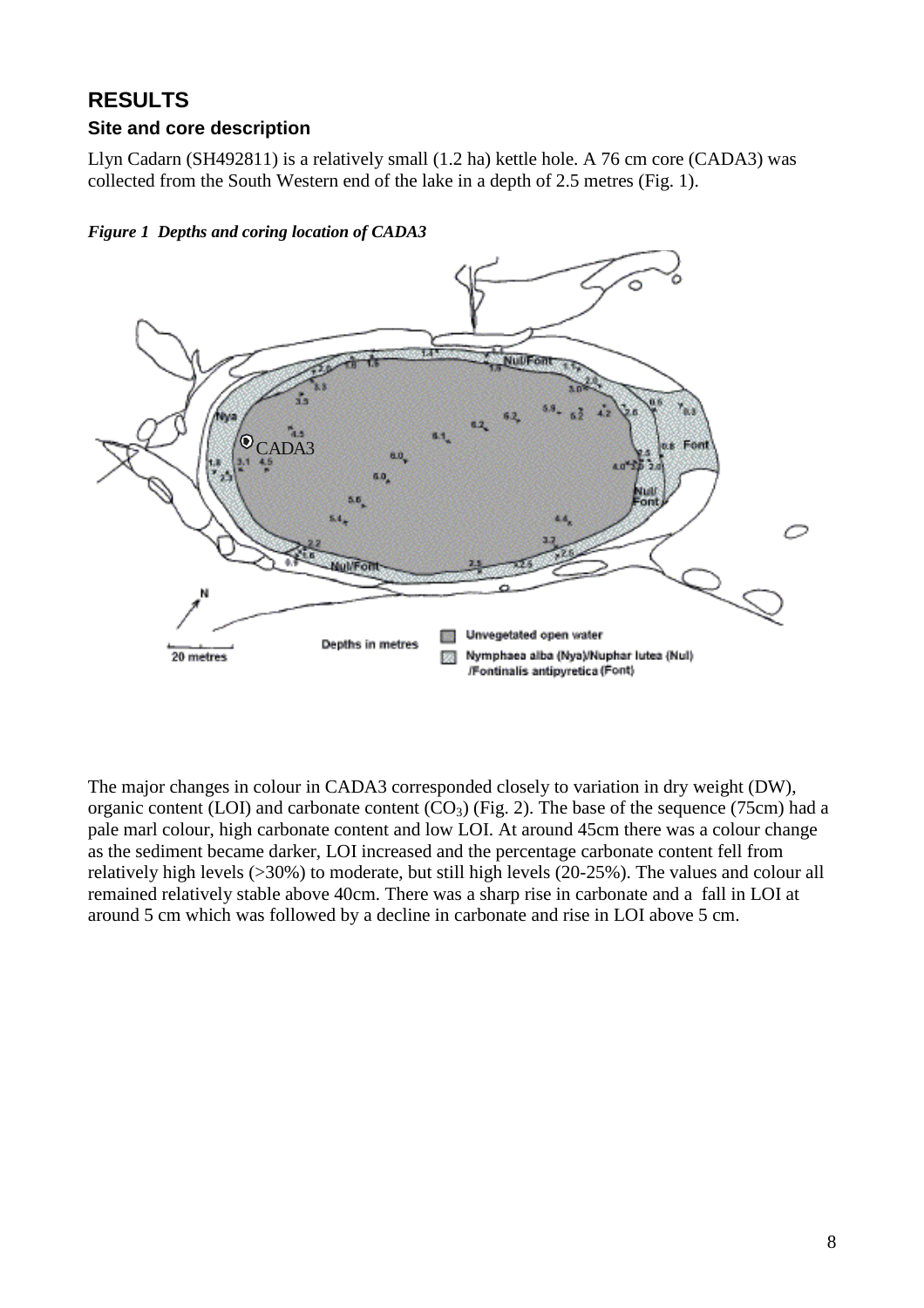## RESULTS

### Site and core description

Llyn Cadarn (SH492811) is a relatively small (1.2 ha) kettle hole. A 76 cm core (CADA3) was collected from the South Western end of the lake in a depth of 2.5 metres (Fig. 1).

***Figure 1 Depths and coring location of CADA3***

The major changes in colour in CADA3 corresponded closely to variation in dry weight (DW), organic content (LOI) and carbonate content ($CO_3$) (Fig. 2). The base of the sequence (75cm) had a pale marl colour, high carbonate content and low LOI. At around 45cm there was a colour change as the sediment became darker, LOI increased and the percentage carbonate content fell from relatively high levels (>30%) to moderate, but still high levels (20-25%). The values and colour all remained relatively stable above 40cm. There was a sharp rise in carbonate and a fall in LOI at around 5 cm which was followed by a decline in carbonate and rise in LOI above 5 cm.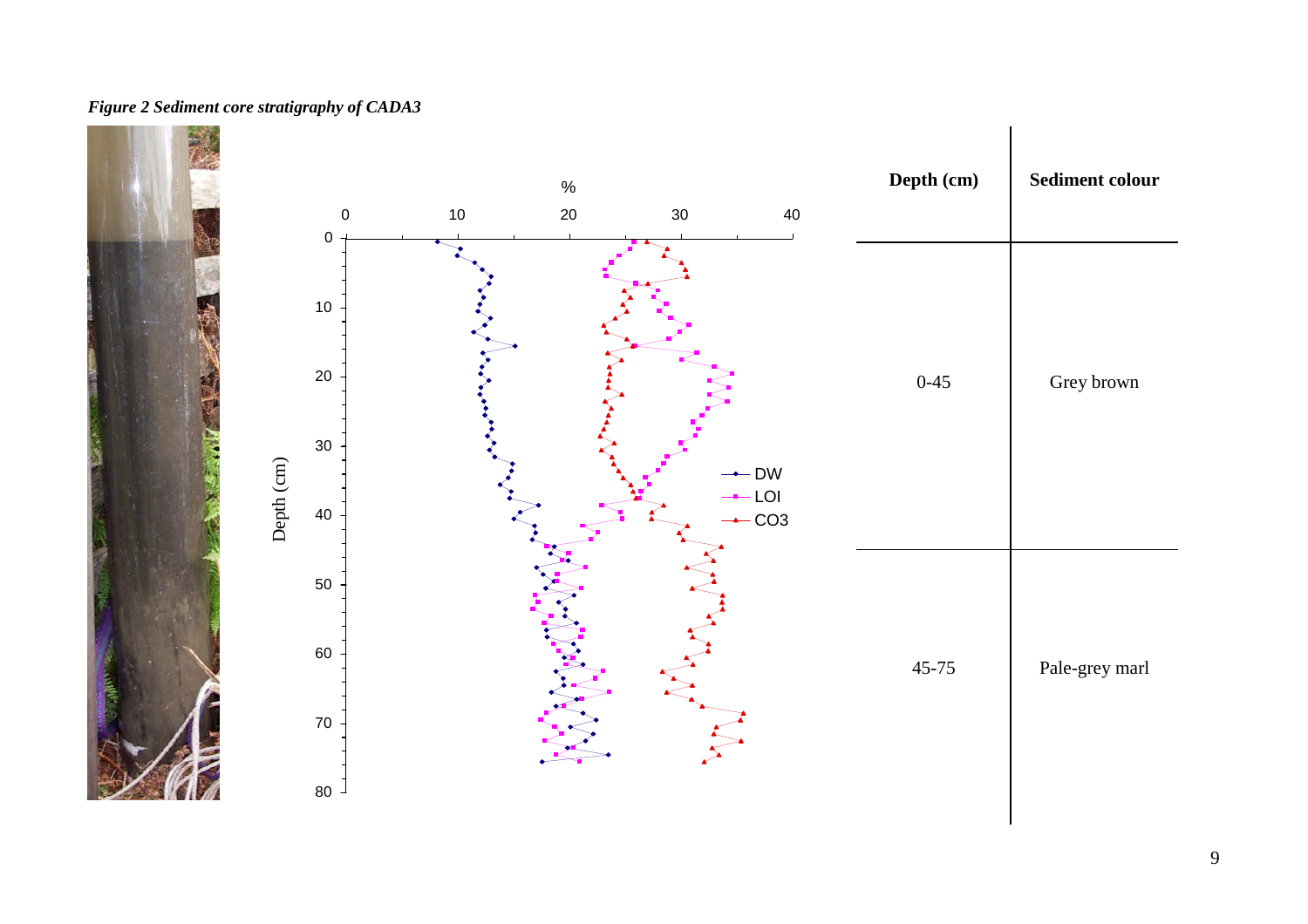*Figure 2 Sediment core stratigraphy of CADA3*

| Depth (cm) | Sediment colour |
|---|---|
| 0-45 | Grey brown |
| 45-75 | Pale-grey marl |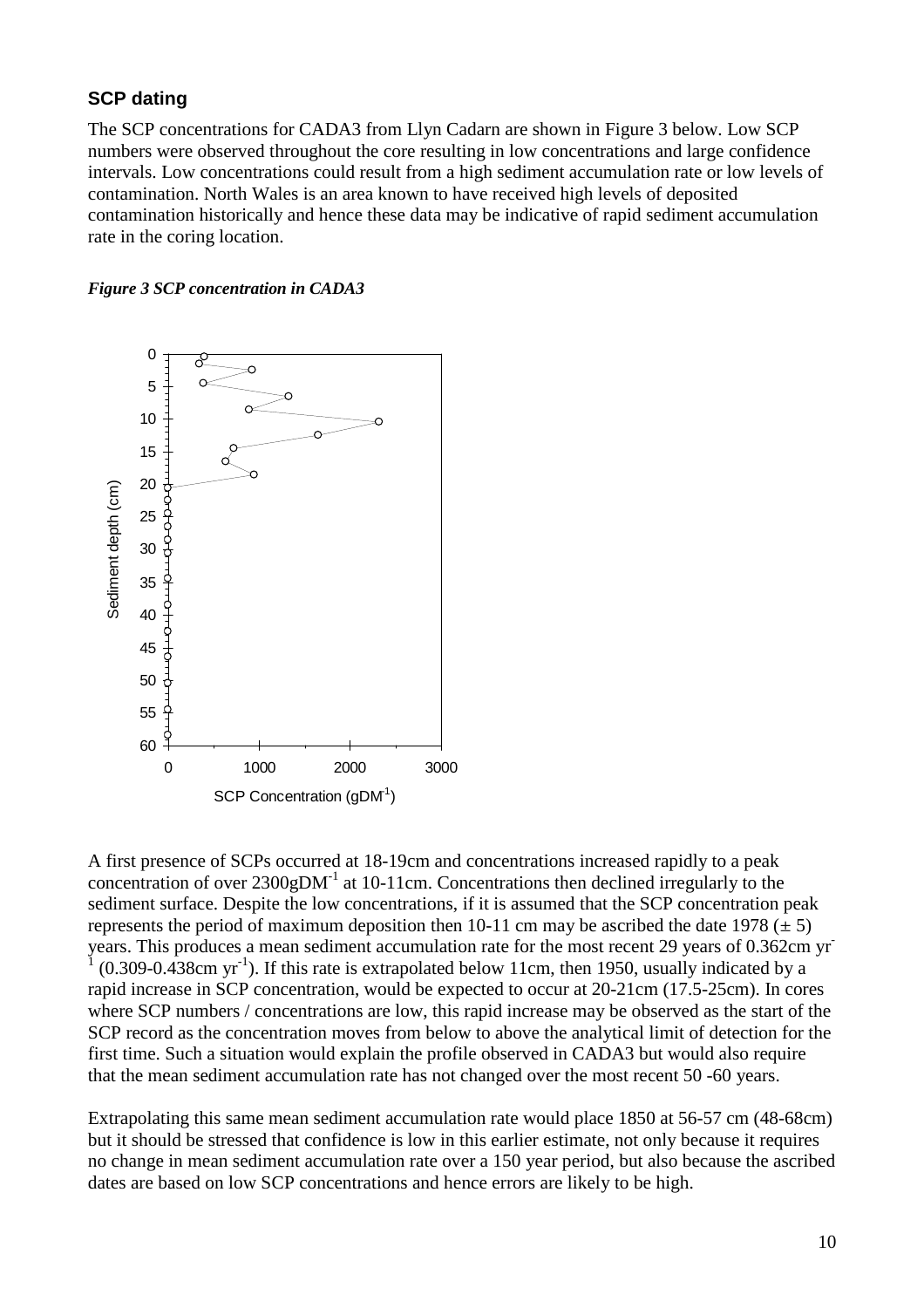## SCP dating

The SCP concentrations for CADA3 from Llyn Cadarn are shown in Figure 3 below. Low SCP numbers were observed throughout the core resulting in low concentrations and large confidence intervals. Low concentrations could result from a high sediment accumulation rate or low levels of contamination. North Wales is an area known to have received high levels of deposited contamination historically and hence these data may be indicative of rapid sediment accumulation rate in the coring location.

***Figure 3 SCP concentration in CADA3***

A first presence of SCPs occurred at 18-19cm and concentrations increased rapidly to a peak concentration of over 2300gDM$^{-1}$ at 10-11cm. Concentrations then declined irregularly to the sediment surface. Despite the low concentrations, if it is assumed that the SCP concentration peak represents the period of maximum deposition then 10-11 cm may be ascribed the date 1978 ($\pm$ 5) years. This produces a mean sediment accumulation rate for the most recent 29 years of 0.362cm yr$^{-1}$ (0.309-0.438cm yr$^{-1}$). If this rate is extrapolated below 11cm, then 1950, usually indicated by a rapid increase in SCP concentration, would be expected to occur at 20-21cm (17.5-25cm). In cores where SCP numbers / concentrations are low, this rapid increase may be observed as the start of the SCP record as the concentration moves from below to above the analytical limit of detection for the first time. Such a situation would explain the profile observed in CADA3 but would also require that the mean sediment accumulation rate has not changed over the most recent 50 -60 years.

Extrapolating this same mean sediment accumulation rate would place 1850 at 56-57 cm (48-68cm) but it should be stressed that confidence is low in this earlier estimate, not only because it requires no change in mean sediment accumulation rate over a 150 year period, but also because the ascribed dates are based on low SCP concentrations and hence errors are likely to be high.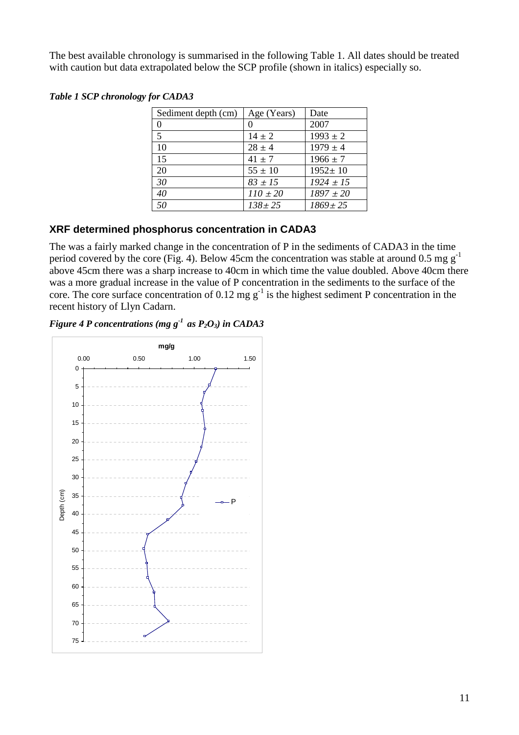The best available chronology is summarised in the following Table 1. All dates should be treated with caution but data extrapolated below the SCP profile (shown in italics) especially so.

***Table 1 SCP chronology for CADA3***

| Sediment depth (cm) | Age (Years) | Date |
|---|---|---|
| 0 | 0 | 2007 |
| 5 | 14 ± 2 | 1993 ± 2 |
| 10 | 28 ± 4 | 1979 ± 4 |
| 15 | 41 ± 7 | 1966 ± 7 |
| 20 | 55 ± 10 | 1952± 10 |
| *30* | *83 ± 15* | *1924 ± 15* |
| *40* | *110 ± 20* | *1897 ± 20* |
| *50* | *138± 25* | *1869± 25* |

## XRF determined phosphorus concentration in CADA3

The was a fairly marked change in the concentration of P in the sediments of CADA3 in the time period covered by the core (Fig. 4). Below 45cm the concentration was stable at around 0.5 mg $g^{-1}$ above 45cm there was a sharp increase to 40cm in which time the value doubled. Above 40cm there was a more gradual increase in the value of P concentration in the sediments to the surface of the core. The core surface concentration of 0.12 mg $g^{-1}$ is the highest sediment P concentration in the recent history of Llyn Cadarn.

***Figure 4 P concentrations (mg $g^{-1}$ as $P_2O_3$) in CADA3***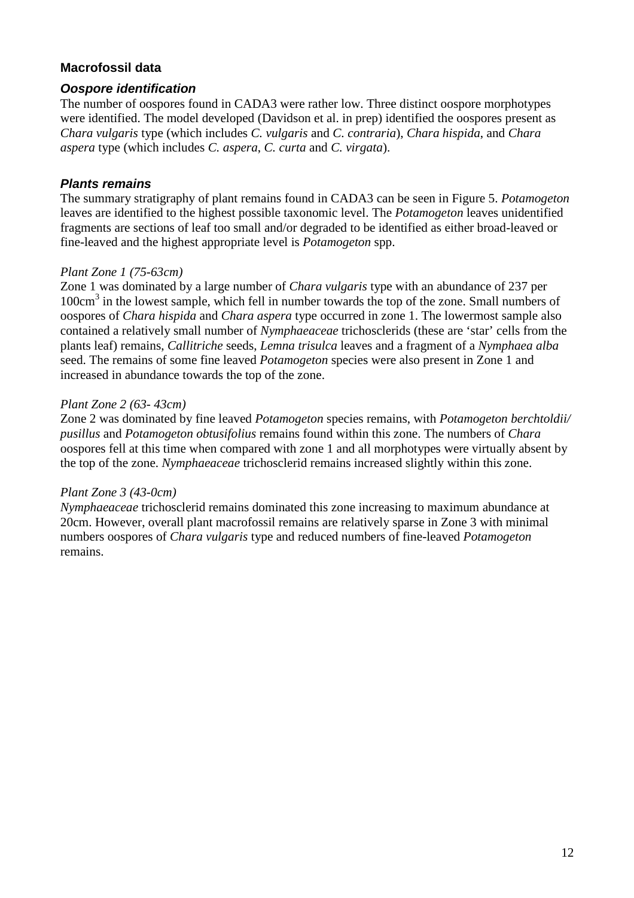## Macrofossil data

### *Oospore identification*

The number of oospores found in CADA3 were rather low. Three distinct oospore morphotypes were identified. The model developed (Davidson et al. in prep) identified the oospores present as *Chara vulgaris* type (which includes *C. vulgaris* and *C. contraria*), *Chara hispida*, and *Chara aspera* type (which includes *C. aspera*, *C. curta* and *C. virgata*).

### *Plants remains*

The summary stratigraphy of plant remains found in CADA3 can be seen in Figure 5. *Potamogeton* leaves are identified to the highest possible taxonomic level. The *Potamogeton* leaves unidentified fragments are sections of leaf too small and/or degraded to be identified as either broad-leaved or fine-leaved and the highest appropriate level is *Potamogeton* spp.

*Plant Zone 1 (75-63cm)*

Zone 1 was dominated by a large number of *Chara vulgaris* type with an abundance of 237 per $100cm^3$ in the lowest sample, which fell in number towards the top of the zone. Small numbers of oospores of *Chara hispida* and *Chara aspera* type occurred in zone 1. The lowermost sample also contained a relatively small number of *Nymphaeaceae* trichosclerids (these are 'star' cells from the plants leaf) remains, *Callitriche* seeds, *Lemna trisulca* leaves and a fragment of a *Nymphaea alba* seed. The remains of some fine leaved *Potamogeton* species were also present in Zone 1 and increased in abundance towards the top of the zone.

*Plant Zone 2 (63- 43cm)*

Zone 2 was dominated by fine leaved *Potamogeton* species remains, with *Potamogeton berchtoldii/ pusillus* and *Potamogeton obtusifolius* remains found within this zone. The numbers of *Chara* oospores fell at this time when compared with zone 1 and all morphotypes were virtually absent by the top of the zone. *Nymphaeaceae* trichosclerid remains increased slightly within this zone.

*Plant Zone 3 (43-0cm)*

*Nymphaeaceae* trichosclerid remains dominated this zone increasing to maximum abundance at 20cm. However, overall plant macrofossil remains are relatively sparse in Zone 3 with minimal numbers oospores of *Chara vulgaris* type and reduced numbers of fine-leaved *Potamogeton* remains.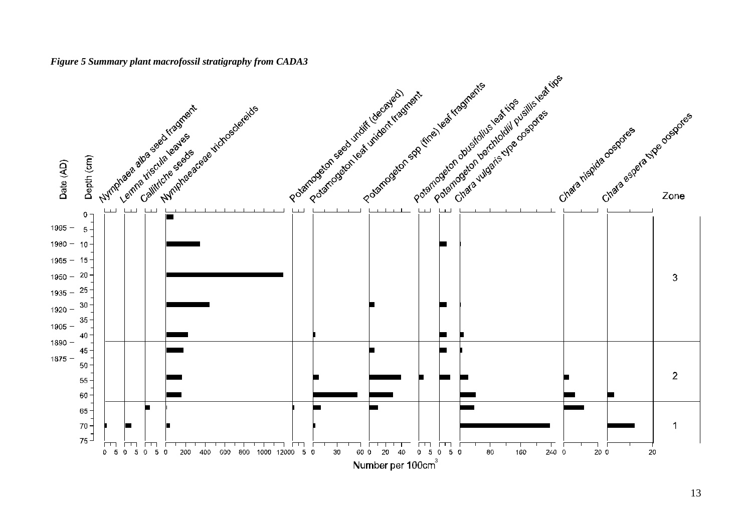*Figure 5 Summary plant macrofossil stratigraphy from CADA3*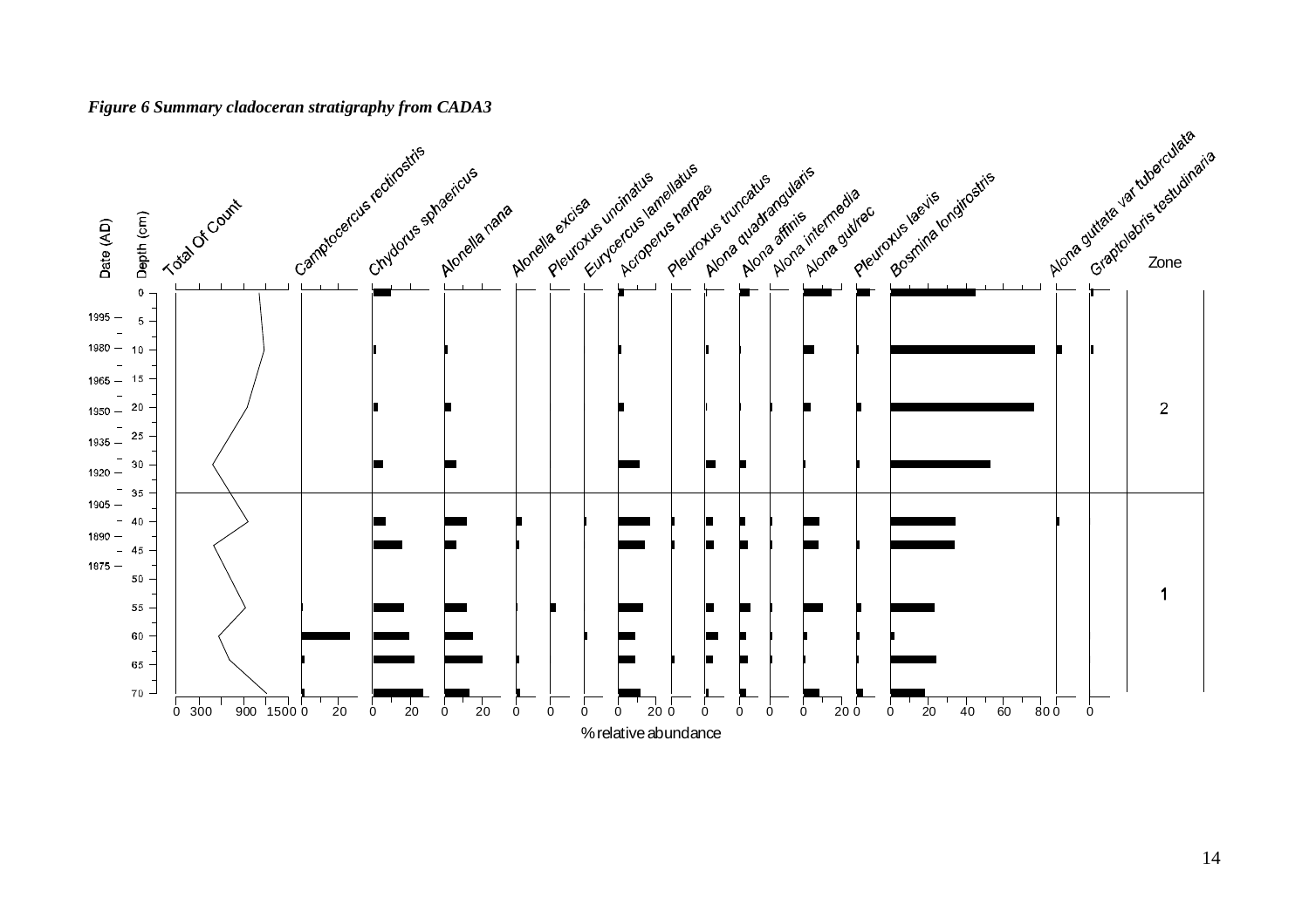*Figure 6 Summary cladoceran stratigraphy from CADA3*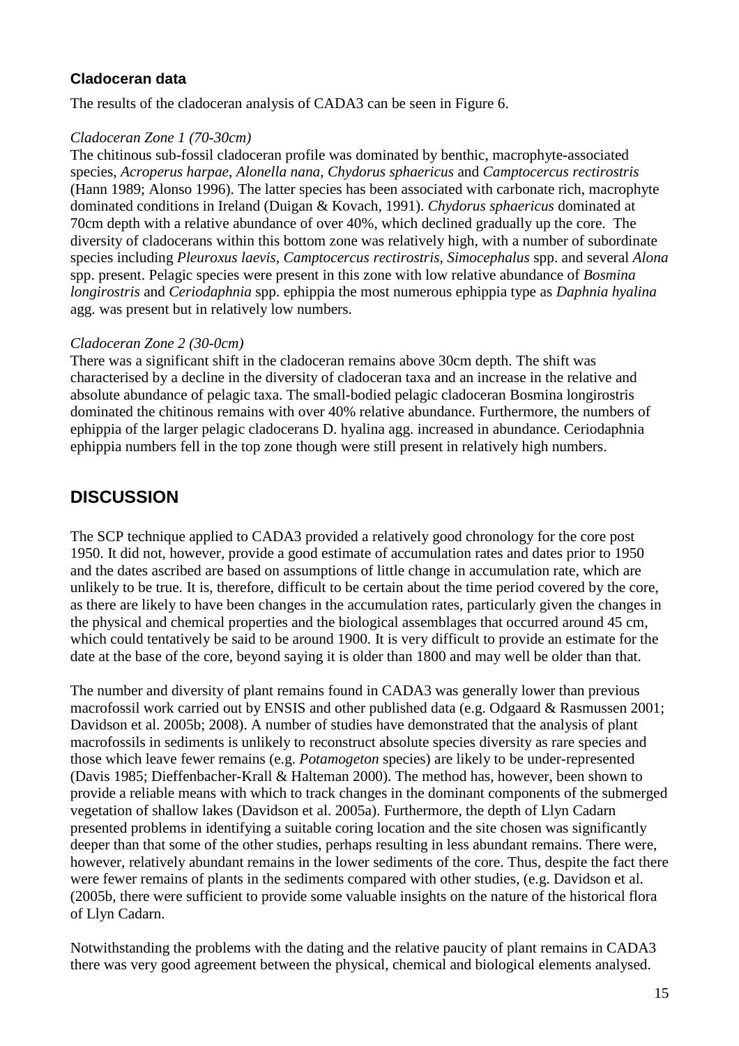### Cladoceran data

The results of the cladoceran analysis of CADA3 can be seen in Figure 6.

*Cladoceran Zone 1 (70-30cm)*

The chitinous sub-fossil cladoceran profile was dominated by benthic, macrophyte-associated species, *Acroperus harpae*, *Alonella nana*, *Chydorus sphaericus* and *Camptocercus rectirostris* (Hann 1989; Alonso 1996). The latter species has been associated with carbonate rich, macrophyte dominated conditions in Ireland (Duigan & Kovach, 1991). *Chydorus sphaericus* dominated at 70cm depth with a relative abundance of over 40%, which declined gradually up the core. The diversity of cladocerans within this bottom zone was relatively high, with a number of subordinate species including *Pleuroxus laevis*, *Camptocercus rectirostris*, *Simocephalus* spp. and several *Alona* spp. present. Pelagic species were present in this zone with low relative abundance of *Bosmina longirostris* and *Ceriodaphnia* spp. ephippia the most numerous ephippia type as *Daphnia hyalina* agg. was present but in relatively low numbers.

*Cladoceran Zone 2 (30-0cm)*

There was a significant shift in the cladoceran remains above 30cm depth. The shift was characterised by a decline in the diversity of cladoceran taxa and an increase in the relative and absolute abundance of pelagic taxa. The small-bodied pelagic cladoceran Bosmina longirostris dominated the chitinous remains with over 40% relative abundance. Furthermore, the numbers of ephippia of the larger pelagic cladocerans D. hyalina agg. increased in abundance. Ceriodaphnia ephippia numbers fell in the top zone though were still present in relatively high numbers.

## DISCUSSION

The SCP technique applied to CADA3 provided a relatively good chronology for the core post 1950. It did not, however, provide a good estimate of accumulation rates and dates prior to 1950 and the dates ascribed are based on assumptions of little change in accumulation rate, which are unlikely to be true. It is, therefore, difficult to be certain about the time period covered by the core, as there are likely to have been changes in the accumulation rates, particularly given the changes in the physical and chemical properties and the biological assemblages that occurred around 45 cm, which could tentatively be said to be around 1900. It is very difficult to provide an estimate for the date at the base of the core, beyond saying it is older than 1800 and may well be older than that.

The number and diversity of plant remains found in CADA3 was generally lower than previous macrofossil work carried out by ENSIS and other published data (e.g. Odgaard & Rasmussen 2001; Davidson et al. 2005b; 2008). A number of studies have demonstrated that the analysis of plant macrofossils in sediments is unlikely to reconstruct absolute species diversity as rare species and those which leave fewer remains (e.g. *Potamogeton* species) are likely to be under-represented (Davis 1985; Dieffenbacher-Krall & Halteman 2000). The method has, however, been shown to provide a reliable means with which to track changes in the dominant components of the submerged vegetation of shallow lakes (Davidson et al. 2005a). Furthermore, the depth of Llyn Cadarn presented problems in identifying a suitable coring location and the site chosen was significantly deeper than that some of the other studies, perhaps resulting in less abundant remains. There were, however, relatively abundant remains in the lower sediments of the core. Thus, despite the fact there were fewer remains of plants in the sediments compared with other studies, (e.g. Davidson et al. (2005b, there were sufficient to provide some valuable insights on the nature of the historical flora of Llyn Cadarn.

Notwithstanding the problems with the dating and the relative paucity of plant remains in CADA3 there was very good agreement between the physical, chemical and biological elements analysed.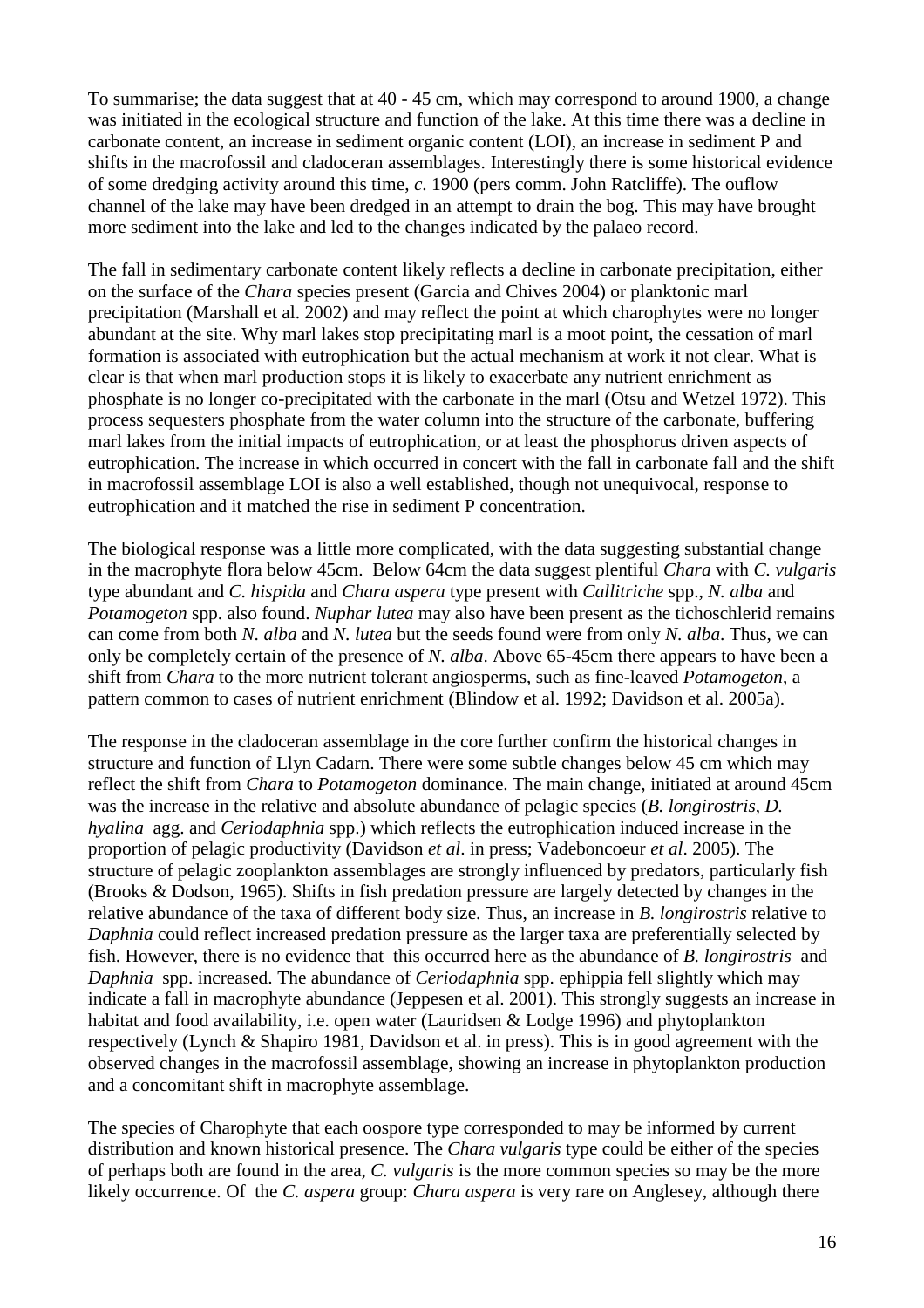To summarise; the data suggest that at 40 - 45 cm, which may correspond to around 1900, a change was initiated in the ecological structure and function of the lake. At this time there was a decline in carbonate content, an increase in sediment organic content (LOI), an increase in sediment P and shifts in the macrofossil and cladoceran assemblages. Interestingly there is some historical evidence of some dredging activity around this time, *c.* 1900 (pers comm. John Ratcliffe). The ouflow channel of the lake may have been dredged in an attempt to drain the bog. This may have brought more sediment into the lake and led to the changes indicated by the palaeo record.

The fall in sedimentary carbonate content likely reflects a decline in carbonate precipitation, either on the surface of the *Chara* species present (Garcia and Chives 2004) or planktonic marl precipitation (Marshall et al. 2002) and may reflect the point at which charophytes were no longer abundant at the site. Why marl lakes stop precipitating marl is a moot point, the cessation of marl formation is associated with eutrophication but the actual mechanism at work it not clear. What is clear is that when marl production stops it is likely to exacerbate any nutrient enrichment as phosphate is no longer co-precipitated with the carbonate in the marl (Otsu and Wetzel 1972). This process sequesters phosphate from the water column into the structure of the carbonate, buffering marl lakes from the initial impacts of eutrophication, or at least the phosphorus driven aspects of eutrophication. The increase in which occurred in concert with the fall in carbonate fall and the shift in macrofossil assemblage LOI is also a well established, though not unequivocal, response to eutrophication and it matched the rise in sediment P concentration.

The biological response was a little more complicated, with the data suggesting substantial change in the macrophyte flora below 45cm. Below 64cm the data suggest plentiful *Chara* with *C. vulgaris* type abundant and *C. hispida* and *Chara aspera* type present with *Callitriche* spp., *N. alba* and *Potamogeton* spp. also found. *Nuphar lutea* may also have been present as the tichoschlerid remains can come from both *N. alba* and *N. lutea* but the seeds found were from only *N. alba*. Thus, we can only be completely certain of the presence of *N. alba*. Above 65-45cm there appears to have been a shift from *Chara* to the more nutrient tolerant angiosperms, such as fine-leaved *Potamogeton*, a pattern common to cases of nutrient enrichment (Blindow et al. 1992; Davidson et al. 2005a).

The response in the cladoceran assemblage in the core further confirm the historical changes in structure and function of Llyn Cadarn. There were some subtle changes below 45 cm which may reflect the shift from *Chara* to *Potamogeton* dominance. The main change, initiated at around 45cm was the increase in the relative and absolute abundance of pelagic species (*B. longirostris*, *D. hyalina* agg. and *Ceriodaphnia* spp.) which reflects the eutrophication induced increase in the proportion of pelagic productivity (Davidson *et al*. in press; Vadeboncoeur *et al*. 2005). The structure of pelagic zooplankton assemblages are strongly influenced by predators, particularly fish (Brooks & Dodson, 1965). Shifts in fish predation pressure are largely detected by changes in the relative abundance of the taxa of different body size. Thus, an increase in *B. longirostris* relative to *Daphnia* could reflect increased predation pressure as the larger taxa are preferentially selected by fish. However, there is no evidence that this occurred here as the abundance of *B. longirostris* and *Daphnia* spp. increased. The abundance of *Ceriodaphnia* spp. ephippia fell slightly which may indicate a fall in macrophyte abundance (Jeppesen et al. 2001). This strongly suggests an increase in habitat and food availability, i.e. open water (Lauridsen & Lodge 1996) and phytoplankton respectively (Lynch & Shapiro 1981, Davidson et al. in press). This is in good agreement with the observed changes in the macrofossil assemblage, showing an increase in phytoplankton production and a concomitant shift in macrophyte assemblage.

The species of Charophyte that each oospore type corresponded to may be informed by current distribution and known historical presence. The *Chara vulgaris* type could be either of the species of perhaps both are found in the area, *C. vulgaris* is the more common species so may be the more likely occurrence. Of the *C. aspera* group: *Chara aspera* is very rare on Anglesey, although there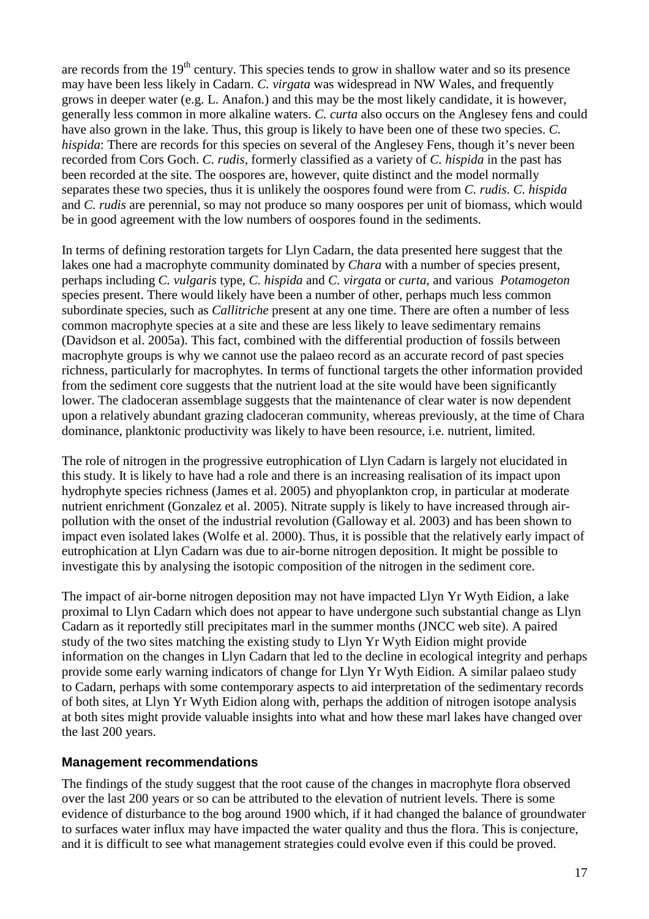are records from the 19th century. This species tends to grow in shallow water and so its presence may have been less likely in Cadarn. *C. virgata* was widespread in NW Wales, and frequently grows in deeper water (e.g. L. Anafon.) and this may be the most likely candidate, it is however, generally less common in more alkaline waters. *C. curta* also occurs on the Anglesey fens and could have also grown in the lake. Thus, this group is likely to have been one of these two species. *C. hispida*: There are records for this species on several of the Anglesey Fens, though it's never been recorded from Cors Goch. *C. rudis*, formerly classified as a variety of *C. hispida* in the past has been recorded at the site. The oospores are, however, quite distinct and the model normally separates these two species, thus it is unlikely the oospores found were from *C. rudis*. *C. hispida* and *C. rudis* are perennial, so may not produce so many oospores per unit of biomass, which would be in good agreement with the low numbers of oospores found in the sediments.

In terms of defining restoration targets for Llyn Cadarn, the data presented here suggest that the lakes one had a macrophyte community dominated by *Chara* with a number of species present, perhaps including *C. vulgaris* type, *C. hispida* and *C. virgata* or *curta*, and various *Potamogeton* species present. There would likely have been a number of other, perhaps much less common subordinate species, such as *Callitriche* present at any one time. There are often a number of less common macrophyte species at a site and these are less likely to leave sedimentary remains (Davidson et al. 2005a). This fact, combined with the differential production of fossils between macrophyte groups is why we cannot use the palaeo record as an accurate record of past species richness, particularly for macrophytes. In terms of functional targets the other information provided from the sediment core suggests that the nutrient load at the site would have been significantly lower. The cladoceran assemblage suggests that the maintenance of clear water is now dependent upon a relatively abundant grazing cladoceran community, whereas previously, at the time of Chara dominance, planktonic productivity was likely to have been resource, i.e. nutrient, limited.

The role of nitrogen in the progressive eutrophication of Llyn Cadarn is largely not elucidated in this study. It is likely to have had a role and there is an increasing realisation of its impact upon hydrophyte species richness (James et al. 2005) and phyoplankton crop, in particular at moderate nutrient enrichment (Gonzalez et al. 2005). Nitrate supply is likely to have increased through air-pollution with the onset of the industrial revolution (Galloway et al. 2003) and has been shown to impact even isolated lakes (Wolfe et al. 2000). Thus, it is possible that the relatively early impact of eutrophication at Llyn Cadarn was due to air-borne nitrogen deposition. It might be possible to investigate this by analysing the isotopic composition of the nitrogen in the sediment core.

The impact of air-borne nitrogen deposition may not have impacted Llyn Yr Wyth Eidion, a lake proximal to Llyn Cadarn which does not appear to have undergone such substantial change as Llyn Cadarn as it reportedly still precipitates marl in the summer months (JNCC web site). A paired study of the two sites matching the existing study to Llyn Yr Wyth Eidion might provide information on the changes in Llyn Cadarn that led to the decline in ecological integrity and perhaps provide some early warning indicators of change for Llyn Yr Wyth Eidion. A similar palaeo study to Cadarn, perhaps with some contemporary aspects to aid interpretation of the sedimentary records of both sites, at Llyn Yr Wyth Eidion along with, perhaps the addition of nitrogen isotope analysis at both sites might provide valuable insights into what and how these marl lakes have changed over the last 200 years.

### Management recommendations

The findings of the study suggest that the root cause of the changes in macrophyte flora observed over the last 200 years or so can be attributed to the elevation of nutrient levels. There is some evidence of disturbance to the bog around 1900 which, if it had changed the balance of groundwater to surfaces water influx may have impacted the water quality and thus the flora. This is conjecture, and it is difficult to see what management strategies could evolve even if this could be proved.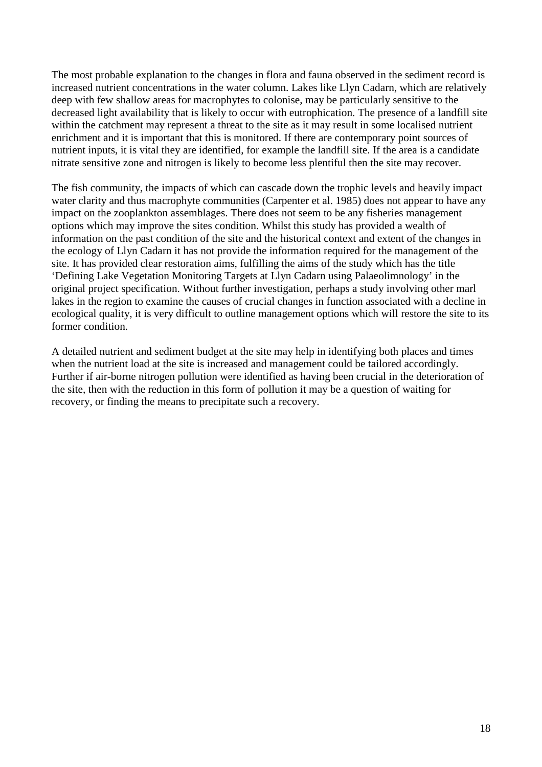The most probable explanation to the changes in flora and fauna observed in the sediment record is increased nutrient concentrations in the water column. Lakes like Llyn Cadarn, which are relatively deep with few shallow areas for macrophytes to colonise, may be particularly sensitive to the decreased light availability that is likely to occur with eutrophication. The presence of a landfill site within the catchment may represent a threat to the site as it may result in some localised nutrient enrichment and it is important that this is monitored. If there are contemporary point sources of nutrient inputs, it is vital they are identified, for example the landfill site. If the area is a candidate nitrate sensitive zone and nitrogen is likely to become less plentiful then the site may recover.

The fish community, the impacts of which can cascade down the trophic levels and heavily impact water clarity and thus macrophyte communities (Carpenter et al. 1985) does not appear to have any impact on the zooplankton assemblages. There does not seem to be any fisheries management options which may improve the sites condition. Whilst this study has provided a wealth of information on the past condition of the site and the historical context and extent of the changes in the ecology of Llyn Cadarn it has not provide the information required for the management of the site. It has provided clear restoration aims, fulfilling the aims of the study which has the title 'Defining Lake Vegetation Monitoring Targets at Llyn Cadarn using Palaeolimnology' in the original project specification. Without further investigation, perhaps a study involving other marl lakes in the region to examine the causes of crucial changes in function associated with a decline in ecological quality, it is very difficult to outline management options which will restore the site to its former condition.

A detailed nutrient and sediment budget at the site may help in identifying both places and times when the nutrient load at the site is increased and management could be tailored accordingly. Further if air-borne nitrogen pollution were identified as having been crucial in the deterioration of the site, then with the reduction in this form of pollution it may be a question of waiting for recovery, or finding the means to precipitate such a recovery.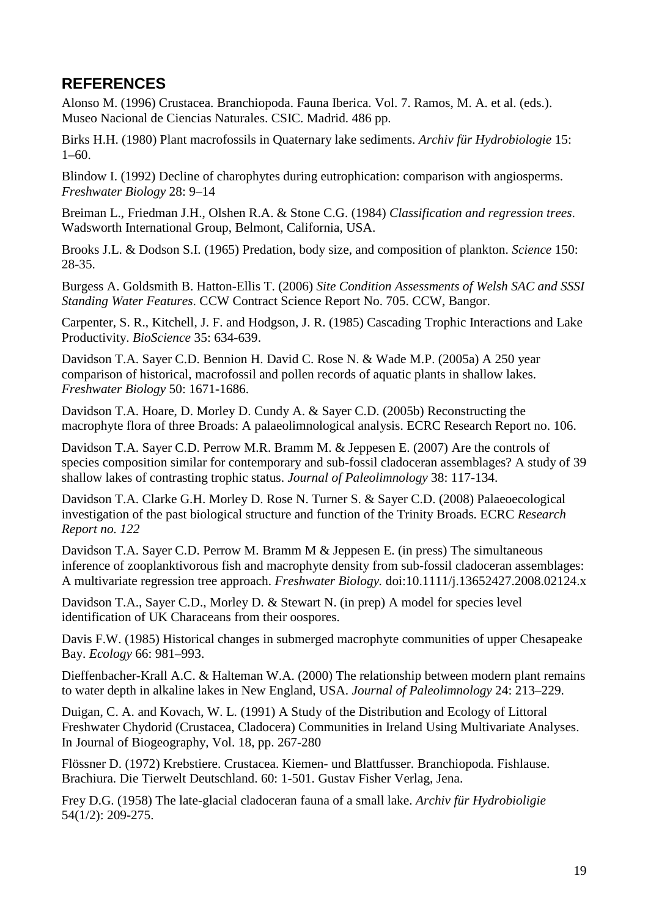## REFERENCES

Alonso M. (1996) Crustacea. Branchiopoda. Fauna Iberica. Vol. 7. Ramos, M. A. et al. (eds.). Museo Nacional de Ciencias Naturales. CSIC. Madrid. 486 pp.

Birks H.H. (1980) Plant macrofossils in Quaternary lake sediments. *Archiv für Hydrobiologie* 15: 1–60.

Blindow I. (1992) Decline of charophytes during eutrophication: comparison with angiosperms. *Freshwater Biology* 28: 9–14

Breiman L., Friedman J.H., Olshen R.A. & Stone C.G. (1984) *Classification and regression trees*. Wadsworth International Group, Belmont, California, USA.

Brooks J.L. & Dodson S.I. (1965) Predation, body size, and composition of plankton. *Science* 150: 28-35.

Burgess A. Goldsmith B. Hatton-Ellis T. (2006) *Site Condition Assessments of Welsh SAC and SSSI Standing Water Features*. CCW Contract Science Report No. 705. CCW, Bangor.

Carpenter, S. R., Kitchell, J. F. and Hodgson, J. R. (1985) Cascading Trophic Interactions and Lake Productivity. *BioScience* 35: 634-639.

Davidson T.A. Sayer C.D. Bennion H. David C. Rose N. & Wade M.P. (2005a) A 250 year comparison of historical, macrofossil and pollen records of aquatic plants in shallow lakes. *Freshwater Biology* 50: 1671-1686.

Davidson T.A. Hoare, D. Morley D. Cundy A. & Sayer C.D. (2005b) Reconstructing the macrophyte flora of three Broads: A palaeolimnological analysis. ECRC Research Report no. 106.

Davidson T.A. Sayer C.D. Perrow M.R. Bramm M. & Jeppesen E. (2007) Are the controls of species composition similar for contemporary and sub-fossil cladoceran assemblages? A study of 39 shallow lakes of contrasting trophic status. *Journal of Paleolimnology* 38: 117-134.

Davidson T.A. Clarke G.H. Morley D. Rose N. Turner S. & Sayer C.D. (2008) Palaeoecological investigation of the past biological structure and function of the Trinity Broads. ECRC *Research Report no. 122*

Davidson T.A. Sayer C.D. Perrow M. Bramm M & Jeppesen E. (in press) The simultaneous inference of zooplanktivorous fish and macrophyte density from sub-fossil cladoceran assemblages: A multivariate regression tree approach. *Freshwater Biology.* doi:10.1111/j.13652427.2008.02124.x

Davidson T.A., Sayer C.D., Morley D. & Stewart N. (in prep) A model for species level identification of UK Characeans from their oospores.

Davis F.W. (1985) Historical changes in submerged macrophyte communities of upper Chesapeake Bay. *Ecology* 66: 981–993.

Dieffenbacher-Krall A.C. & Halteman W.A. (2000) The relationship between modern plant remains to water depth in alkaline lakes in New England, USA. *Journal of Paleolimnology* 24: 213–229.

Duigan, C. A. and Kovach, W. L. (1991) A Study of the Distribution and Ecology of Littoral Freshwater Chydorid (Crustacea, Cladocera) Communities in Ireland Using Multivariate Analyses. In Journal of Biogeography, Vol. 18, pp. 267-280

Flössner D. (1972) Krebstiere. Crustacea. Kiemen- und Blattfusser. Branchiopoda. Fishlause. Brachiura. Die Tierwelt Deutschland. 60: 1-501. Gustav Fisher Verlag, Jena.

Frey D.G. (1958) The late-glacial cladoceran fauna of a small lake. *Archiv für Hydrobioligie* 54(1/2): 209-275.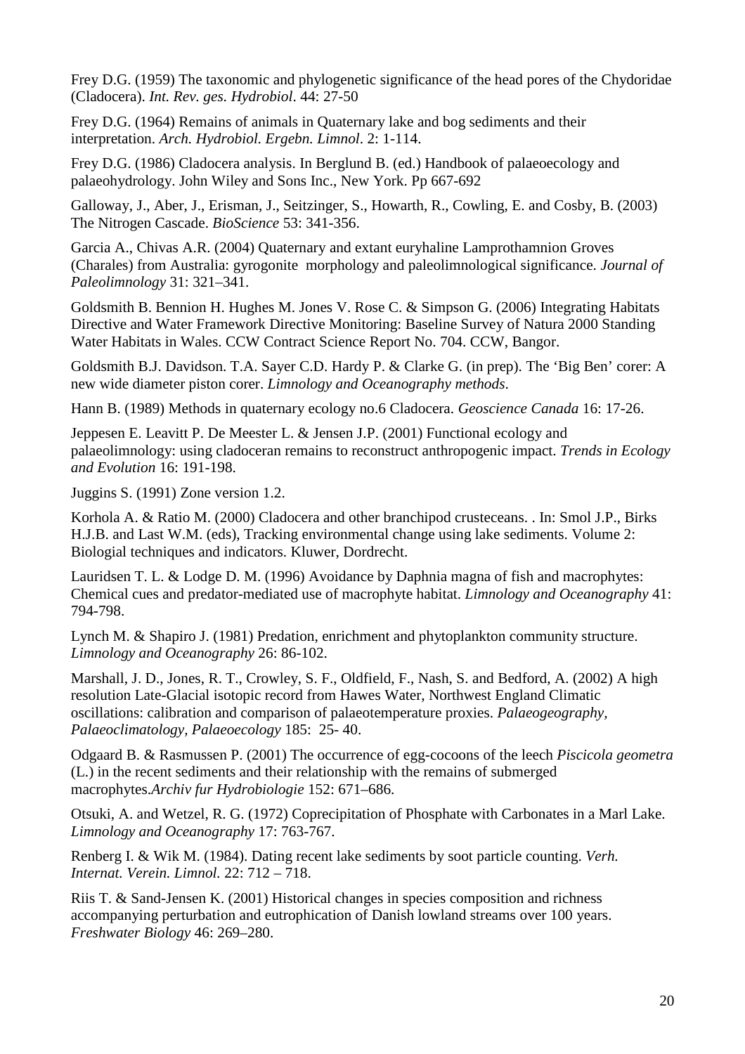Frey D.G. (1959) The taxonomic and phylogenetic significance of the head pores of the Chydoridae (Cladocera). *Int. Rev. ges. Hydrobiol*. 44: 27-50

Frey D.G. (1964) Remains of animals in Quaternary lake and bog sediments and their interpretation. *Arch. Hydrobiol. Ergebn. Limnol*. 2: 1-114.

Frey D.G. (1986) Cladocera analysis. In Berglund B. (ed.) Handbook of palaeoecology and palaeohydrology. John Wiley and Sons Inc., New York. Pp 667-692

Galloway, J., Aber, J., Erisman, J., Seitzinger, S., Howarth, R., Cowling, E. and Cosby, B. (2003) The Nitrogen Cascade. *BioScience* 53: 341-356.

Garcia A., Chivas A.R. (2004) Quaternary and extant euryhaline Lamprothamnion Groves (Charales) from Australia: gyrogonite morphology and paleolimnological significance. *Journal of Paleolimnology* 31: 321–341.

Goldsmith B. Bennion H. Hughes M. Jones V. Rose C. & Simpson G. (2006) Integrating Habitats Directive and Water Framework Directive Monitoring: Baseline Survey of Natura 2000 Standing Water Habitats in Wales. CCW Contract Science Report No. 704. CCW, Bangor.

Goldsmith B.J. Davidson. T.A. Sayer C.D. Hardy P. & Clarke G. (in prep). The 'Big Ben' corer: A new wide diameter piston corer. *Limnology and Oceanography methods*.

Hann B. (1989) Methods in quaternary ecology no.6 Cladocera. *Geoscience Canada* 16: 17-26.

Jeppesen E. Leavitt P. De Meester L. & Jensen J.P. (2001) Functional ecology and palaeolimnology: using cladoceran remains to reconstruct anthropogenic impact. *Trends in Ecology and Evolution* 16: 191-198.

Juggins S. (1991) Zone version 1.2.

Korhola A. & Ratio M. (2000) Cladocera and other branchipod crusteceans. . In: Smol J.P., Birks H.J.B. and Last W.M. (eds), Tracking environmental change using lake sediments. Volume 2: Biologial techniques and indicators. Kluwer, Dordrecht.

Lauridsen T. L. & Lodge D. M. (1996) Avoidance by Daphnia magna of fish and macrophytes: Chemical cues and predator-mediated use of macrophyte habitat. *Limnology and Oceanography* 41: 794-798.

Lynch M. & Shapiro J. (1981) Predation, enrichment and phytoplankton community structure. *Limnology and Oceanography* 26: 86-102.

Marshall, J. D., Jones, R. T., Crowley, S. F., Oldfield, F., Nash, S. and Bedford, A. (2002) A high resolution Late-Glacial isotopic record from Hawes Water, Northwest England Climatic oscillations: calibration and comparison of palaeotemperature proxies. *Palaeogeography, Palaeoclimatology, Palaeoecology* 185: 25- 40.

Odgaard B. & Rasmussen P. (2001) The occurrence of egg-cocoons of the leech *Piscicola geometra* (L.) in the recent sediments and their relationship with the remains of submerged macrophytes.*Archiv fur Hydrobiologie* 152: 671–686.

Otsuki, A. and Wetzel, R. G. (1972) Coprecipitation of Phosphate with Carbonates in a Marl Lake. *Limnology and Oceanography* 17: 763-767.

Renberg I. & Wik M. (1984). Dating recent lake sediments by soot particle counting. *Verh. Internat. Verein. Limnol.* 22: 712 – 718.

Riis T. & Sand-Jensen K. (2001) Historical changes in species composition and richness accompanying perturbation and eutrophication of Danish lowland streams over 100 years. *Freshwater Biology* 46: 269–280.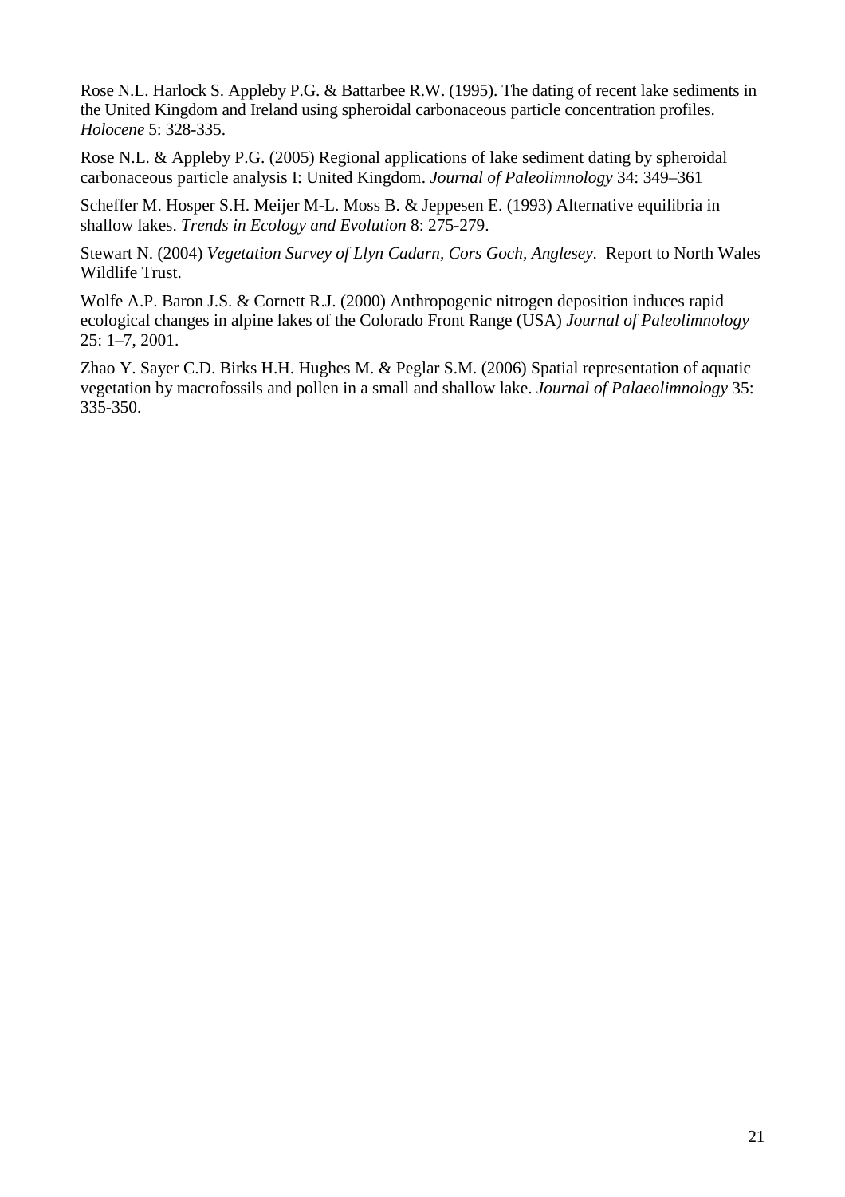Rose N.L. Harlock S. Appleby P.G. & Battarbee R.W. (1995). The dating of recent lake sediments in the United Kingdom and Ireland using spheroidal carbonaceous particle concentration profiles. *Holocene* 5: 328-335.

Rose N.L. & Appleby P.G. (2005) Regional applications of lake sediment dating by spheroidal carbonaceous particle analysis I: United Kingdom. *Journal of Paleolimnology* 34: 349–361

Scheffer M. Hosper S.H. Meijer M-L. Moss B. & Jeppesen E. (1993) Alternative equilibria in shallow lakes. *Trends in Ecology and Evolution* 8: 275-279.

Stewart N. (2004) *Vegetation Survey of Llyn Cadarn, Cors Goch, Anglesey*. Report to North Wales Wildlife Trust.

Wolfe A.P. Baron J.S. & Cornett R.J. (2000) Anthropogenic nitrogen deposition induces rapid ecological changes in alpine lakes of the Colorado Front Range (USA) *Journal of Paleolimnology* 25: 1–7, 2001.

Zhao Y. Sayer C.D. Birks H.H. Hughes M. & Peglar S.M. (2006) Spatial representation of aquatic vegetation by macrofossils and pollen in a small and shallow lake. *Journal of Palaeolimnology* 35: 335-350.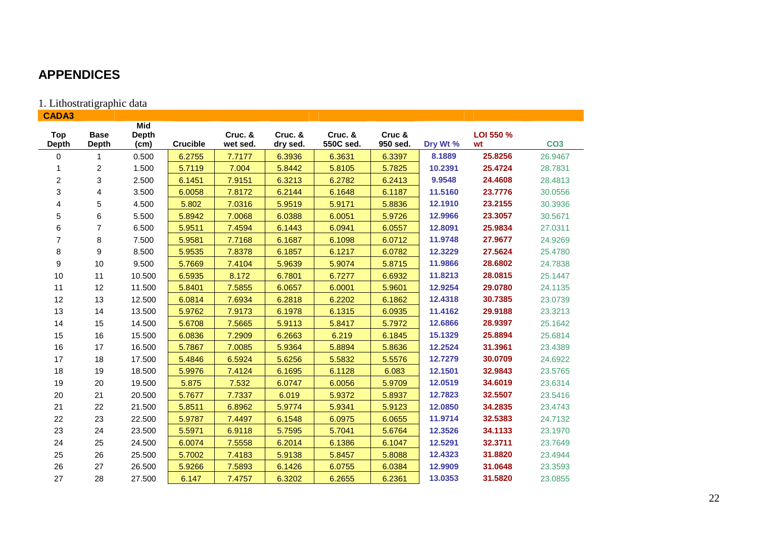## APPENDICES

1. Lithostratigraphic data

| CADA3 | | | | | | | | | | | |
|---|---|---|---|---|---|---|---|---|---|---|---|
| Top Depth | Base Depth | Mid Depth (cm) | Crucible | Cruc. & wet sed. | Cruc. & dry sed. | Cruc. & 550C sed. | Cruc & 950 sed. | Dry Wt % | LOI 550 % wt | CO3 |
| 0 | 1 | 0.500 | 6.2755 | 7.7177 | 6.3936 | 6.3631 | 6.3397 | 8.1889 | 25.8256 | 26.9467 |
| 1 | 2 | 1.500 | 5.7119 | 7.004 | 5.8442 | 5.8105 | 5.7825 | 10.2391 | 25.4724 | 28.7831 |
| 2 | 3 | 2.500 | 6.1451 | 7.9151 | 6.3213 | 6.2782 | 6.2413 | 9.9548 | 24.4608 | 28.4813 |
| 3 | 4 | 3.500 | 6.0058 | 7.8172 | 6.2144 | 6.1648 | 6.1187 | 11.5160 | 23.7776 | 30.0556 |
| 4 | 5 | 4.500 | 5.802 | 7.0316 | 5.9519 | 5.9171 | 5.8836 | 12.1910 | 23.2155 | 30.3936 |
| 5 | 6 | 5.500 | 5.8942 | 7.0068 | 6.0388 | 6.0051 | 5.9726 | 12.9966 | 23.3057 | 30.5671 |
| 6 | 7 | 6.500 | 5.9511 | 7.4594 | 6.1443 | 6.0941 | 6.0557 | 12.8091 | 25.9834 | 27.0311 |
| 7 | 8 | 7.500 | 5.9581 | 7.7168 | 6.1687 | 6.1098 | 6.0712 | 11.9748 | 27.9677 | 24.9269 |
| 8 | 9 | 8.500 | 5.9535 | 7.8378 | 6.1857 | 6.1217 | 6.0782 | 12.3229 | 27.5624 | 25.4780 |
| 9 | 10 | 9.500 | 5.7669 | 7.4104 | 5.9639 | 5.9074 | 5.8715 | 11.9866 | 28.6802 | 24.7838 |
| 10 | 11 | 10.500 | 6.5935 | 8.172 | 6.7801 | 6.7277 | 6.6932 | 11.8213 | 28.0815 | 25.1447 |
| 11 | 12 | 11.500 | 5.8401 | 7.5855 | 6.0657 | 6.0001 | 5.9601 | 12.9254 | 29.0780 | 24.1135 |
| 12 | 13 | 12.500 | 6.0814 | 7.6934 | 6.2818 | 6.2202 | 6.1862 | 12.4318 | 30.7385 | 23.0739 |
| 13 | 14 | 13.500 | 5.9762 | 7.9173 | 6.1978 | 6.1315 | 6.0935 | 11.4162 | 29.9188 | 23.3213 |
| 14 | 15 | 14.500 | 5.6708 | 7.5665 | 5.9113 | 5.8417 | 5.7972 | 12.6866 | 28.9397 | 25.1642 |
| 15 | 16 | 15.500 | 6.0836 | 7.2909 | 6.2663 | 6.219 | 6.1845 | 15.1329 | 25.8894 | 25.6814 |
| 16 | 17 | 16.500 | 5.7867 | 7.0085 | 5.9364 | 5.8894 | 5.8636 | 12.2524 | 31.3961 | 23.4389 |
| 17 | 18 | 17.500 | 5.4846 | 6.5924 | 5.6256 | 5.5832 | 5.5576 | 12.7279 | 30.0709 | 24.6922 |
| 18 | 19 | 18.500 | 5.9976 | 7.4124 | 6.1695 | 6.1128 | 6.083 | 12.1501 | 32.9843 | 23.5765 |
| 19 | 20 | 19.500 | 5.875 | 7.532 | 6.0747 | 6.0056 | 5.9709 | 12.0519 | 34.6019 | 23.6314 |
| 20 | 21 | 20.500 | 5.7677 | 7.7337 | 6.019 | 5.9372 | 5.8937 | 12.7823 | 32.5507 | 23.5416 |
| 21 | 22 | 21.500 | 5.8511 | 6.8962 | 5.9774 | 5.9341 | 5.9123 | 12.0850 | 34.2835 | 23.4743 |
| 22 | 23 | 22.500 | 5.9787 | 7.4497 | 6.1548 | 6.0975 | 6.0655 | 11.9714 | 32.5383 | 24.7132 |
| 23 | 24 | 23.500 | 5.5971 | 6.9118 | 5.7595 | 5.7041 | 5.6764 | 12.3526 | 34.1133 | 23.1970 |
| 24 | 25 | 24.500 | 6.0074 | 7.5558 | 6.2014 | 6.1386 | 6.1047 | 12.5291 | 32.3711 | 23.7649 |
| 25 | 26 | 25.500 | 5.7002 | 7.4183 | 5.9138 | 5.8457 | 5.8088 | 12.4323 | 31.8820 | 23.4944 |
| 26 | 27 | 26.500 | 5.9266 | 7.5893 | 6.1426 | 6.0755 | 6.0384 | 12.9909 | 31.0648 | 23.3593 |
| 27 | 28 | 27.500 | 6.147 | 7.4757 | 6.3202 | 6.2655 | 6.2361 | 13.0353 | 31.5820 | 23.0855 |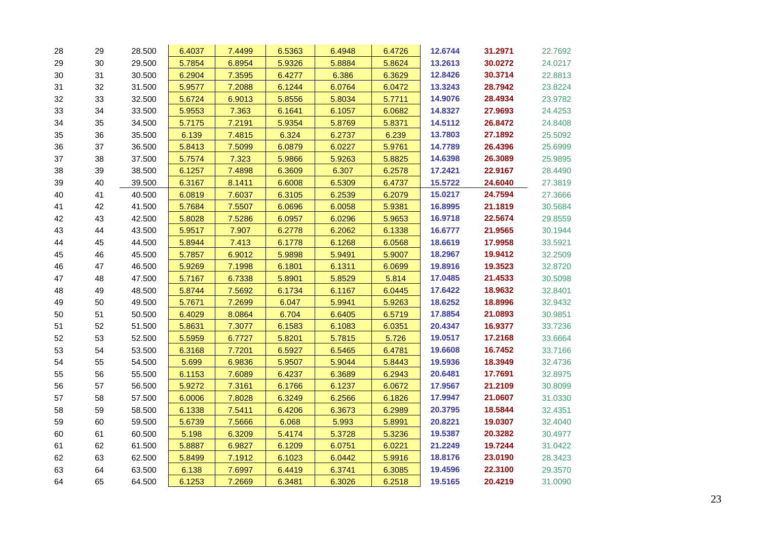| | | | | | | | | | | |
|---|---|---|---|---|---|---|---|---|---|---|
| 28 | 29 | 28.500 | 6.4037 | 7.4499 | 6.5363 | 6.4948 | 6.4726 | 12.6744 | 31.2971 | 22.7692 |
| 29 | 30 | 29.500 | 5.7854 | 6.8954 | 5.9326 | 5.8884 | 5.8624 | 13.2613 | 30.0272 | 24.0217 |
| 30 | 31 | 30.500 | 6.2904 | 7.3595 | 6.4277 | 6.386 | 6.3629 | 12.8426 | 30.3714 | 22.8813 |
| 31 | 32 | 31.500 | 5.9577 | 7.2088 | 6.1244 | 6.0764 | 6.0472 | 13.3243 | 28.7942 | 23.8224 |
| 32 | 33 | 32.500 | 5.6724 | 6.9013 | 5.8556 | 5.8034 | 5.7711 | 14.9076 | 28.4934 | 23.9782 |
| 33 | 34 | 33.500 | 5.9553 | 7.363 | 6.1641 | 6.1057 | 6.0682 | 14.8327 | 27.9693 | 24.4253 |
| 34 | 35 | 34.500 | 5.7175 | 7.2191 | 5.9354 | 5.8769 | 5.8371 | 14.5112 | 26.8472 | 24.8408 |
| 35 | 36 | 35.500 | 6.139 | 7.4815 | 6.324 | 6.2737 | 6.239 | 13.7803 | 27.1892 | 25.5092 |
| 36 | 37 | 36.500 | 5.8413 | 7.5099 | 6.0879 | 6.0227 | 5.9761 | 14.7789 | 26.4396 | 25.6999 |
| 37 | 38 | 37.500 | 5.7574 | 7.323 | 5.9866 | 5.9263 | 5.8825 | 14.6398 | 26.3089 | 25.9895 |
| 38 | 39 | 38.500 | 6.1257 | 7.4898 | 6.3609 | 6.307 | 6.2578 | 17.2421 | 22.9167 | 28.4490 |
| 39 | 40 | 39.500 | 6.3167 | 8.1411 | 6.6008 | 6.5309 | 6.4737 | 15.5722 | 24.6040 | 27.3819 |
| 40 | 41 | 40.500 | 6.0819 | 7.6037 | 6.3105 | 6.2539 | 6.2079 | 15.0217 | 24.7594 | 27.3666 |
| 41 | 42 | 41.500 | 5.7684 | 7.5507 | 6.0696 | 6.0058 | 5.9381 | 16.8995 | 21.1819 | 30.5684 |
| 42 | 43 | 42.500 | 5.8028 | 7.5286 | 6.0957 | 6.0296 | 5.9653 | 16.9718 | 22.5674 | 29.8559 |
| 43 | 44 | 43.500 | 5.9517 | 7.907 | 6.2778 | 6.2062 | 6.1338 | 16.6777 | 21.9565 | 30.1944 |
| 44 | 45 | 44.500 | 5.8944 | 7.413 | 6.1778 | 6.1268 | 6.0568 | 18.6619 | 17.9958 | 33.5921 |
| 45 | 46 | 45.500 | 5.7857 | 6.9012 | 5.9898 | 5.9491 | 5.9007 | 18.2967 | 19.9412 | 32.2509 |
| 46 | 47 | 46.500 | 5.9269 | 7.1998 | 6.1801 | 6.1311 | 6.0699 | 19.8916 | 19.3523 | 32.8720 |
| 47 | 48 | 47.500 | 5.7167 | 6.7338 | 5.8901 | 5.8529 | 5.814 | 17.0485 | 21.4533 | 30.5098 |
| 48 | 49 | 48.500 | 5.8744 | 7.5692 | 6.1734 | 6.1167 | 6.0445 | 17.6422 | 18.9632 | 32.8401 |
| 49 | 50 | 49.500 | 5.7671 | 7.2699 | 6.047 | 5.9941 | 5.9263 | 18.6252 | 18.8996 | 32.9432 |
| 50 | 51 | 50.500 | 6.4029 | 8.0864 | 6.704 | 6.6405 | 6.5719 | 17.8854 | 21.0893 | 30.9851 |
| 51 | 52 | 51.500 | 5.8631 | 7.3077 | 6.1583 | 6.1083 | 6.0351 | 20.4347 | 16.9377 | 33.7236 |
| 52 | 53 | 52.500 | 5.5959 | 6.7727 | 5.8201 | 5.7815 | 5.726 | 19.0517 | 17.2168 | 33.6664 |
| 53 | 54 | 53.500 | 6.3168 | 7.7201 | 6.5927 | 6.5465 | 6.4781 | 19.6608 | 16.7452 | 33.7166 |
| 54 | 55 | 54.500 | 5.699 | 6.9836 | 5.9507 | 5.9044 | 5.8443 | 19.5936 | 18.3949 | 32.4736 |
| 55 | 56 | 55.500 | 6.1153 | 7.6089 | 6.4237 | 6.3689 | 6.2943 | 20.6481 | 17.7691 | 32.8975 |
| 56 | 57 | 56.500 | 5.9272 | 7.3161 | 6.1766 | 6.1237 | 6.0672 | 17.9567 | 21.2109 | 30.8099 |
| 57 | 58 | 57.500 | 6.0006 | 7.8028 | 6.3249 | 6.2566 | 6.1826 | 17.9947 | 21.0607 | 31.0330 |
| 58 | 59 | 58.500 | 6.1338 | 7.5411 | 6.4206 | 6.3673 | 6.2989 | 20.3795 | 18.5844 | 32.4351 |
| 59 | 60 | 59.500 | 5.6739 | 7.5666 | 6.068 | 5.993 | 5.8991 | 20.8221 | 19.0307 | 32.4040 |
| 60 | 61 | 60.500 | 5.198 | 6.3209 | 5.4174 | 5.3728 | 5.3236 | 19.5387 | 20.3282 | 30.4977 |
| 61 | 62 | 61.500 | 5.8887 | 6.9827 | 6.1209 | 6.0751 | 6.0221 | 21.2249 | 19.7244 | 31.0422 |
| 62 | 63 | 62.500 | 5.8499 | 7.1912 | 6.1023 | 6.0442 | 5.9916 | 18.8176 | 23.0190 | 28.3423 |
| 63 | 64 | 63.500 | 6.138 | 7.6997 | 6.4419 | 6.3741 | 6.3085 | 19.4596 | 22.3100 | 29.3570 |
| 64 | 65 | 64.500 | 6.1253 | 7.2669 | 6.3481 | 6.3026 | 6.2518 | 19.5165 | 20.4219 | 31.0090 |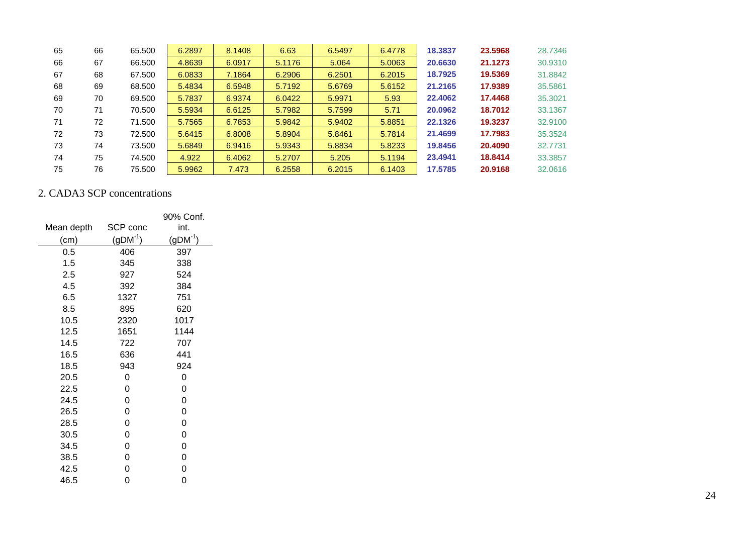| | | | | | | | | | | |
|---|---|---|---|---|---|---|---|---|---|---|
| 65 | 66 | 65.500 | 6.2897 | 8.1408 | 6.63 | 6.5497 | 6.4778 | **18.3837** | **23.5968** | 28.7346 |
| 66 | 67 | 66.500 | 4.8639 | 6.0917 | 5.1176 | 5.064 | 5.0063 | **20.6630** | **21.1273** | 30.9310 |
| 67 | 68 | 67.500 | 6.0833 | 7.1864 | 6.2906 | 6.2501 | 6.2015 | **18.7925** | **19.5369** | 31.8842 |
| 68 | 69 | 68.500 | 5.4834 | 6.5948 | 5.7192 | 5.6769 | 5.6152 | **21.2165** | **17.9389** | 35.5861 |
| 69 | 70 | 69.500 | 5.7837 | 6.9374 | 6.0422 | 5.9971 | 5.93 | **22.4062** | **17.4468** | 35.3021 |
| 70 | 71 | 70.500 | 5.5934 | 6.6125 | 5.7982 | 5.7599 | 5.71 | **20.0962** | **18.7012** | 33.1367 |
| 71 | 72 | 71.500 | 5.7565 | 6.7853 | 5.9842 | 5.9402 | 5.8851 | **22.1326** | **19.3237** | 32.9100 |
| 72 | 73 | 72.500 | 5.6415 | 6.8008 | 5.8904 | 5.8461 | 5.7814 | **21.4699** | **17.7983** | 35.3524 |
| 73 | 74 | 73.500 | 5.6849 | 6.9416 | 5.9343 | 5.8834 | 5.8233 | **19.8456** | **20.4090** | 32.7731 |
| 74 | 75 | 74.500 | 4.922 | 6.4062 | 5.2707 | 5.205 | 5.1194 | **23.4941** | **18.8414** | 33.3857 |
| 75 | 76 | 75.500 | 5.9962 | 7.473 | 6.2558 | 6.2015 | 6.1403 | **17.5785** | **20.9168** | 32.0616 |

2. CADA3 SCP concentrations

| Mean depth (cm) | SCP conc ($gDM^{-1}$) | 90% Conf. int. ($gDM^{-1}$) |
|---|---|---|
| 0.5 | 406 | 397 |
| 1.5 | 345 | 338 |
| 2.5 | 927 | 524 |
| 4.5 | 392 | 384 |
| 6.5 | 1327 | 751 |
| 8.5 | 895 | 620 |
| 10.5 | 2320 | 1017 |
| 12.5 | 1651 | 1144 |
| 14.5 | 722 | 707 |
| 16.5 | 636 | 441 |
| 18.5 | 943 | 924 |
| 20.5 | 0 | 0 |
| 22.5 | 0 | 0 |
| 24.5 | 0 | 0 |
| 26.5 | 0 | 0 |
| 28.5 | 0 | 0 |
| 30.5 | 0 | 0 |
| 34.5 | 0 | 0 |
| 38.5 | 0 | 0 |
| 42.5 | 0 | 0 |
| 46.5 | 0 | 0 |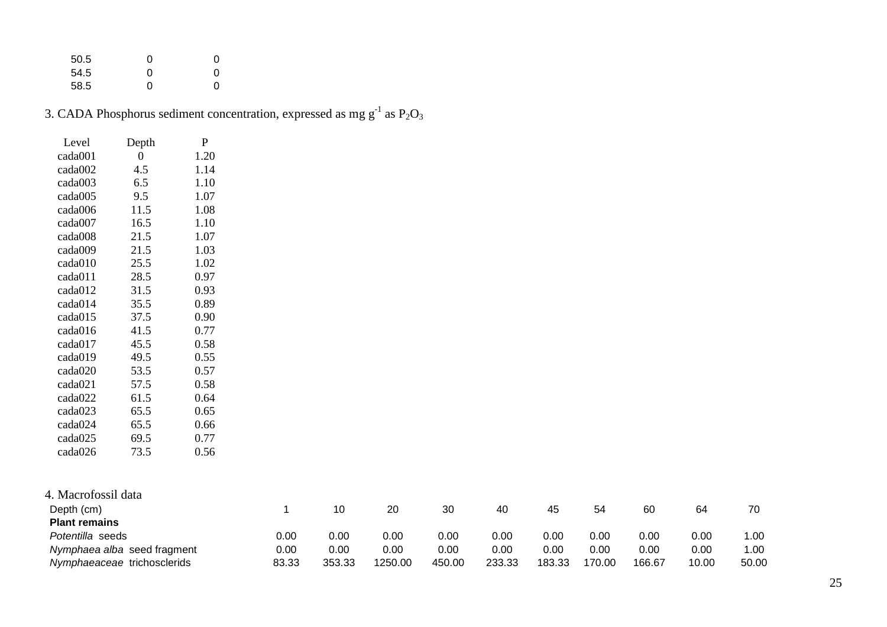| | | |
|---|---|---|
| 50.5 | 0 | 0 |
| 54.5 | 0 | 0 |
| 58.5 | 0 | 0 |

3. CADA Phosphorus sediment concentration, expressed as mg $g^{-1}$ as $P_2O_3$

| Level | Depth | P |
|---|---|---|
| cada001 | 0 | 1.20 |
| cada002 | 4.5 | 1.14 |
| cada003 | 6.5 | 1.10 |
| cada005 | 9.5 | 1.07 |
| cada006 | 11.5 | 1.08 |
| cada007 | 16.5 | 1.10 |
| cada008 | 21.5 | 1.07 |
| cada009 | 21.5 | 1.03 |
| cada010 | 25.5 | 1.02 |
| cada011 | 28.5 | 0.97 |
| cada012 | 31.5 | 0.93 |
| cada014 | 35.5 | 0.89 |
| cada015 | 37.5 | 0.90 |
| cada016 | 41.5 | 0.77 |
| cada017 | 45.5 | 0.58 |
| cada019 | 49.5 | 0.55 |
| cada020 | 53.5 | 0.57 |
| cada021 | 57.5 | 0.58 |
| cada022 | 61.5 | 0.64 |
| cada023 | 65.5 | 0.65 |
| cada024 | 65.5 | 0.66 |
| cada025 | 69.5 | 0.77 |
| cada026 | 73.5 | 0.56 |

4. Macrofossil data

| Depth (cm) | 1 | 10 | 20 | 30 | 40 | 45 | 54 | 60 | 64 | 70 |
|---|---|---|---|---|---|---|---|---|---|---|
| **Plant remains** | | | | | | | | | | |
| *Potentilla* seeds | 0.00 | 0.00 | 0.00 | 0.00 | 0.00 | 0.00 | 0.00 | 0.00 | 0.00 | 1.00 |
| *Nymphaea alba* seed fragment | 0.00 | 0.00 | 0.00 | 0.00 | 0.00 | 0.00 | 0.00 | 0.00 | 0.00 | 1.00 |
| *Nymphaeaceae* trichosclerids | 83.33 | 353.33 | 1250.00 | 450.00 | 233.33 | 183.33 | 170.00 | 166.67 | 10.00 | 50.00 |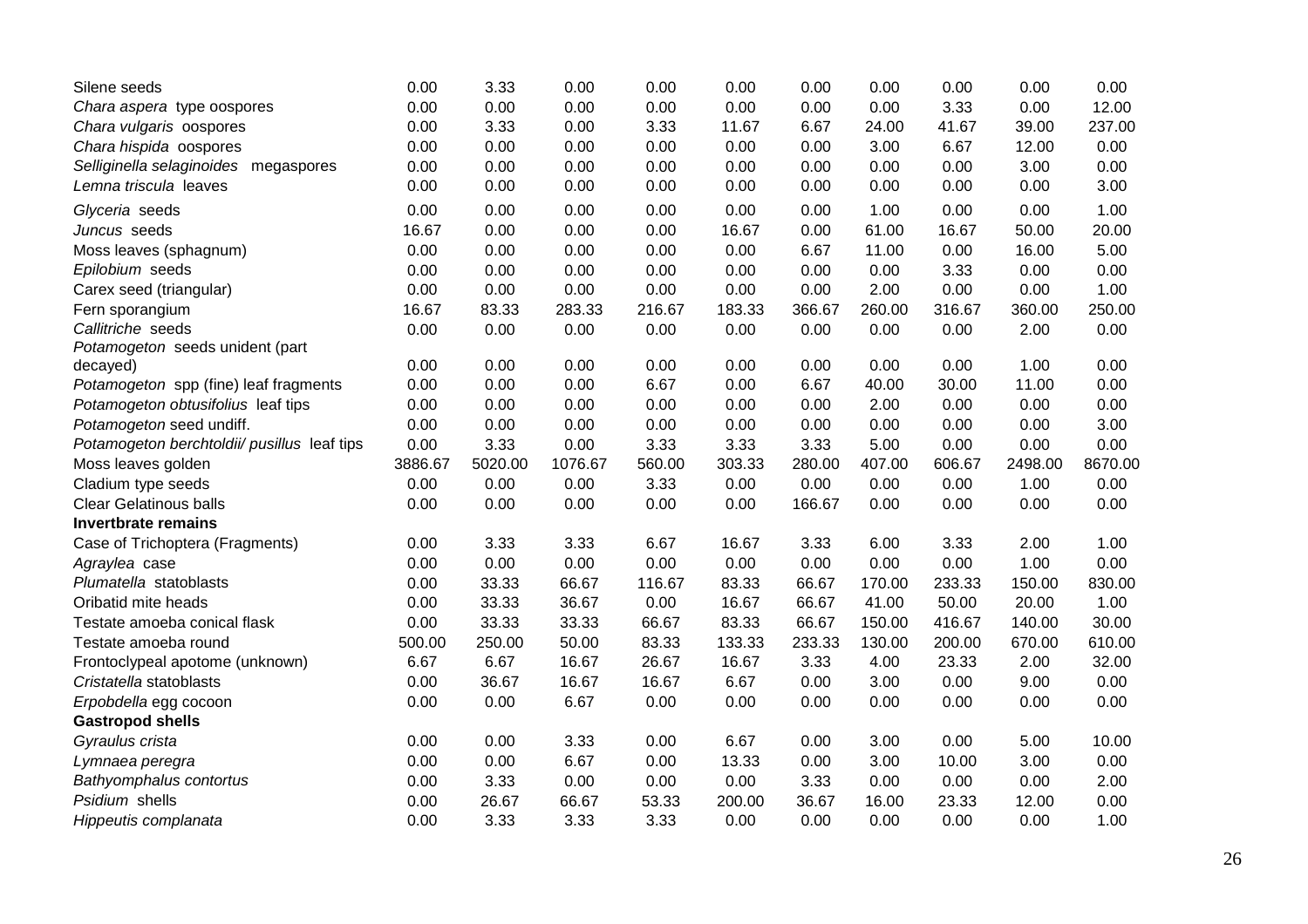| | | | | | | | | | | |
|---|---|---|---|---|---|---|---|---|---|---|
| Silene seeds | 0.00 | 3.33 | 0.00 | 0.00 | 0.00 | 0.00 | 0.00 | 0.00 | 0.00 | 0.00 |
| *Chara aspera* type oospores | 0.00 | 0.00 | 0.00 | 0.00 | 0.00 | 0.00 | 0.00 | 3.33 | 0.00 | 12.00 |
| *Chara vulgaris* oospores | 0.00 | 3.33 | 0.00 | 3.33 | 11.67 | 6.67 | 24.00 | 41.67 | 39.00 | 237.00 |
| *Chara hispida* oospores | 0.00 | 0.00 | 0.00 | 0.00 | 0.00 | 0.00 | 3.00 | 6.67 | 12.00 | 0.00 |
| *Selliginella selaginoides* megaspores | 0.00 | 0.00 | 0.00 | 0.00 | 0.00 | 0.00 | 0.00 | 0.00 | 3.00 | 0.00 |
| *Lemna triscula* leaves | 0.00 | 0.00 | 0.00 | 0.00 | 0.00 | 0.00 | 0.00 | 0.00 | 0.00 | 3.00 |
| *Glyceria* seeds | 0.00 | 0.00 | 0.00 | 0.00 | 0.00 | 0.00 | 1.00 | 0.00 | 0.00 | 1.00 |
| *Juncus* seeds | 16.67 | 0.00 | 0.00 | 0.00 | 16.67 | 0.00 | 61.00 | 16.67 | 50.00 | 20.00 |
| Moss leaves (sphagnum) | 0.00 | 0.00 | 0.00 | 0.00 | 0.00 | 6.67 | 11.00 | 0.00 | 16.00 | 5.00 |
| *Epilobium* seeds | 0.00 | 0.00 | 0.00 | 0.00 | 0.00 | 0.00 | 0.00 | 3.33 | 0.00 | 0.00 |
| Carex seed (triangular) | 0.00 | 0.00 | 0.00 | 0.00 | 0.00 | 0.00 | 2.00 | 0.00 | 0.00 | 1.00 |
| Fern sporangium | 16.67 | 83.33 | 283.33 | 216.67 | 183.33 | 366.67 | 260.00 | 316.67 | 360.00 | 250.00 |
| *Callitriche* seeds | 0.00 | 0.00 | 0.00 | 0.00 | 0.00 | 0.00 | 0.00 | 0.00 | 2.00 | 0.00 |
| *Potamogeton* seeds unident (part decayed) | 0.00 | 0.00 | 0.00 | 0.00 | 0.00 | 0.00 | 0.00 | 0.00 | 1.00 | 0.00 |
| *Potamogeton* spp (fine) leaf fragments | 0.00 | 0.00 | 0.00 | 6.67 | 0.00 | 6.67 | 40.00 | 30.00 | 11.00 | 0.00 |
| *Potamogeton obtusifolius* leaf tips | 0.00 | 0.00 | 0.00 | 0.00 | 0.00 | 0.00 | 2.00 | 0.00 | 0.00 | 0.00 |
| *Potamogeton* seed undiff. | 0.00 | 0.00 | 0.00 | 0.00 | 0.00 | 0.00 | 0.00 | 0.00 | 0.00 | 3.00 |
| *Potamogeton berchtoldii/ pusillus* leaf tips | 0.00 | 3.33 | 0.00 | 3.33 | 3.33 | 3.33 | 5.00 | 0.00 | 0.00 | 0.00 |
| Moss leaves golden | 3886.67 | 5020.00 | 1076.67 | 560.00 | 303.33 | 280.00 | 407.00 | 606.67 | 2498.00 | 8670.00 |
| Cladium type seeds | 0.00 | 0.00 | 0.00 | 3.33 | 0.00 | 0.00 | 0.00 | 0.00 | 1.00 | 0.00 |
| Clear Gelatinous balls | 0.00 | 0.00 | 0.00 | 0.00 | 0.00 | 166.67 | 0.00 | 0.00 | 0.00 | 0.00 |
| **Invertbrate remains** | | | | | | | | | | |
| Case of Trichoptera (Fragments) | 0.00 | 3.33 | 3.33 | 6.67 | 16.67 | 3.33 | 6.00 | 3.33 | 2.00 | 1.00 |
| *Agraylea* case | 0.00 | 0.00 | 0.00 | 0.00 | 0.00 | 0.00 | 0.00 | 0.00 | 1.00 | 0.00 |
| *Plumatella* statoblasts | 0.00 | 33.33 | 66.67 | 116.67 | 83.33 | 66.67 | 170.00 | 233.33 | 150.00 | 830.00 |
| Oribatid mite heads | 0.00 | 33.33 | 36.67 | 0.00 | 16.67 | 66.67 | 41.00 | 50.00 | 20.00 | 1.00 |
| Testate amoeba conical flask | 0.00 | 33.33 | 33.33 | 66.67 | 83.33 | 66.67 | 150.00 | 416.67 | 140.00 | 30.00 |
| Testate amoeba round | 500.00 | 250.00 | 50.00 | 83.33 | 133.33 | 233.33 | 130.00 | 200.00 | 670.00 | 610.00 |
| Frontoclypeal apotome (unknown) | 6.67 | 6.67 | 16.67 | 26.67 | 16.67 | 3.33 | 4.00 | 23.33 | 2.00 | 32.00 |
| *Cristatella* statoblasts | 0.00 | 36.67 | 16.67 | 16.67 | 6.67 | 0.00 | 3.00 | 0.00 | 9.00 | 0.00 |
| *Erpobdella* egg cocoon | 0.00 | 0.00 | 6.67 | 0.00 | 0.00 | 0.00 | 0.00 | 0.00 | 0.00 | 0.00 |
| **Gastropod shells** | | | | | | | | | | |
| *Gyraulus crista* | 0.00 | 0.00 | 3.33 | 0.00 | 6.67 | 0.00 | 3.00 | 0.00 | 5.00 | 10.00 |
| *Lymnaea peregra* | 0.00 | 0.00 | 6.67 | 0.00 | 13.33 | 0.00 | 3.00 | 10.00 | 3.00 | 0.00 |
| *Bathyomphalus contortus* | 0.00 | 3.33 | 0.00 | 0.00 | 0.00 | 3.33 | 0.00 | 0.00 | 0.00 | 2.00 |
| *Psidium* shells | 0.00 | 26.67 | 66.67 | 53.33 | 200.00 | 36.67 | 16.00 | 23.33 | 12.00 | 0.00 |
| *Hippeutis complanata* | 0.00 | 3.33 | 3.33 | 3.33 | 0.00 | 0.00 | 0.00 | 0.00 | 0.00 | 1.00 |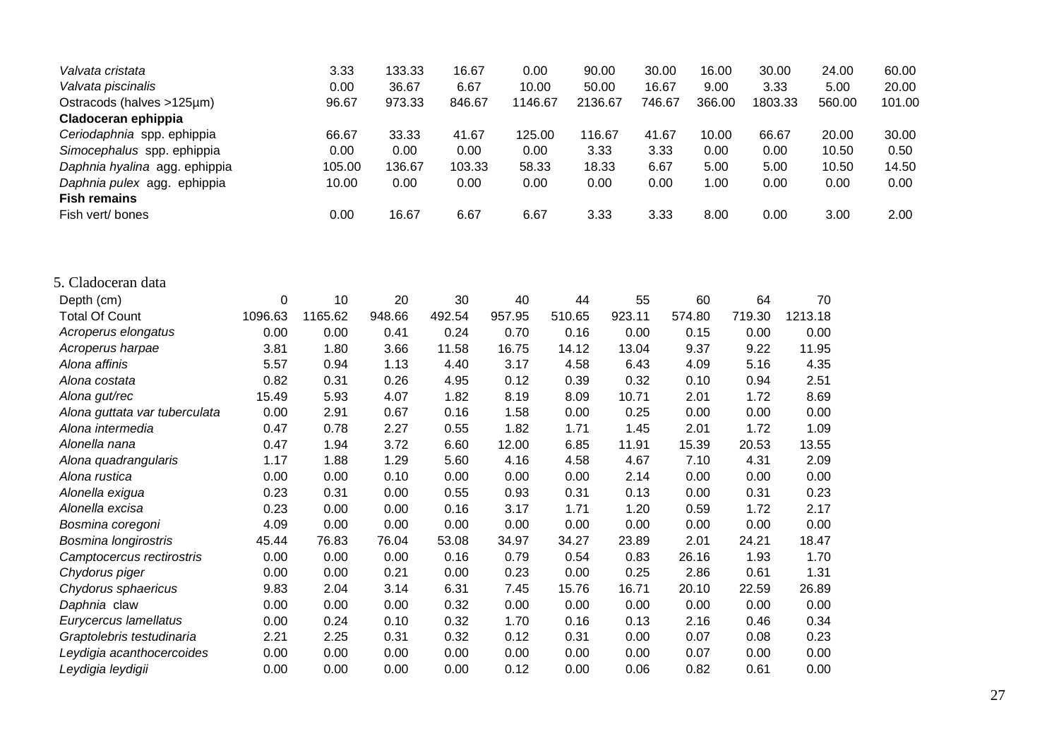| | | | | | | | | | | |
|---|---|---|---|---|---|---|---|---|---|---|
| *Valvata cristata* | 3.33 | 133.33 | 16.67 | 0.00 | 90.00 | 30.00 | 16.00 | 30.00 | 24.00 | 60.00 |
| *Valvata piscinalis* | 0.00 | 36.67 | 6.67 | 10.00 | 50.00 | 16.67 | 9.00 | 3.33 | 5.00 | 20.00 |
| Ostracods (halves >125µm) | 96.67 | 973.33 | 846.67 | 1146.67 | 2136.67 | 746.67 | 366.00 | 1803.33 | 560.00 | 101.00 |
| **Cladoceran ephippia** | | | | | | | | | | |
| *Ceriodaphnia* spp. ephippia | 66.67 | 33.33 | 41.67 | 125.00 | 116.67 | 41.67 | 10.00 | 66.67 | 20.00 | 30.00 |
| *Simocephalus* spp. ephippia | 0.00 | 0.00 | 0.00 | 0.00 | 3.33 | 3.33 | 0.00 | 0.00 | 10.50 | 0.50 |
| *Daphnia hyalina* agg. ephippia | 105.00 | 136.67 | 103.33 | 58.33 | 18.33 | 6.67 | 5.00 | 5.00 | 10.50 | 14.50 |
| *Daphnia pulex* agg. ephippia | 10.00 | 0.00 | 0.00 | 0.00 | 0.00 | 0.00 | 1.00 | 0.00 | 0.00 | 0.00 |
| **Fish remains** | | | | | | | | | | |
| Fish vert/ bones | 0.00 | 16.67 | 6.67 | 6.67 | 3.33 | 3.33 | 8.00 | 0.00 | 3.00 | 2.00 |

5. Cladoceran data

| Depth (cm) | 0 | 10 | 20 | 30 | 40 | 44 | 55 | 60 | 64 | 70 |
|---|---|---|---|---|---|---|---|---|---|---|
| Total Of Count | 1096.63 | 1165.62 | 948.66 | 492.54 | 957.95 | 510.65 | 923.11 | 574.80 | 719.30 | 1213.18 |
| *Acroperus elongatus* | 0.00 | 0.00 | 0.41 | 0.24 | 0.70 | 0.16 | 0.00 | 0.15 | 0.00 | 0.00 |
| *Acroperus harpae* | 3.81 | 1.80 | 3.66 | 11.58 | 16.75 | 14.12 | 13.04 | 9.37 | 9.22 | 11.95 |
| *Alona affinis* | 5.57 | 0.94 | 1.13 | 4.40 | 3.17 | 4.58 | 6.43 | 4.09 | 5.16 | 4.35 |
| *Alona costata* | 0.82 | 0.31 | 0.26 | 4.95 | 0.12 | 0.39 | 0.32 | 0.10 | 0.94 | 2.51 |
| *Alona gut/rec* | 15.49 | 5.93 | 4.07 | 1.82 | 8.19 | 8.09 | 10.71 | 2.01 | 1.72 | 8.69 |
| *Alona guttata var tuberculata* | 0.00 | 2.91 | 0.67 | 0.16 | 1.58 | 0.00 | 0.25 | 0.00 | 0.00 | 0.00 |
| *Alona intermedia* | 0.47 | 0.78 | 2.27 | 0.55 | 1.82 | 1.71 | 1.45 | 2.01 | 1.72 | 1.09 |
| *Alonella nana* | 0.47 | 1.94 | 3.72 | 6.60 | 12.00 | 6.85 | 11.91 | 15.39 | 20.53 | 13.55 |
| *Alona quadrangularis* | 1.17 | 1.88 | 1.29 | 5.60 | 4.16 | 4.58 | 4.67 | 7.10 | 4.31 | 2.09 |
| *Alona rustica* | 0.00 | 0.00 | 0.10 | 0.00 | 0.00 | 0.00 | 2.14 | 0.00 | 0.00 | 0.00 |
| *Alonella exigua* | 0.23 | 0.31 | 0.00 | 0.55 | 0.93 | 0.31 | 0.13 | 0.00 | 0.31 | 0.23 |
| *Alonella excisa* | 0.23 | 0.00 | 0.00 | 0.16 | 3.17 | 1.71 | 1.20 | 0.59 | 1.72 | 2.17 |
| *Bosmina coregoni* | 4.09 | 0.00 | 0.00 | 0.00 | 0.00 | 0.00 | 0.00 | 0.00 | 0.00 | 0.00 |
| *Bosmina longirostris* | 45.44 | 76.83 | 76.04 | 53.08 | 34.97 | 34.27 | 23.89 | 2.01 | 24.21 | 18.47 |
| *Camptocercus rectirostris* | 0.00 | 0.00 | 0.00 | 0.16 | 0.79 | 0.54 | 0.83 | 26.16 | 1.93 | 1.70 |
| *Chydorus piger* | 0.00 | 0.00 | 0.21 | 0.00 | 0.23 | 0.00 | 0.25 | 2.86 | 0.61 | 1.31 |
| *Chydorus sphaericus* | 9.83 | 2.04 | 3.14 | 6.31 | 7.45 | 15.76 | 16.71 | 20.10 | 22.59 | 26.89 |
| *Daphnia* claw | 0.00 | 0.00 | 0.00 | 0.32 | 0.00 | 0.00 | 0.00 | 0.00 | 0.00 | 0.00 |
| *Eurycercus lamellatus* | 0.00 | 0.24 | 0.10 | 0.32 | 1.70 | 0.16 | 0.13 | 2.16 | 0.46 | 0.34 |
| *Graptolebris testudinaria* | 2.21 | 2.25 | 0.31 | 0.32 | 0.12 | 0.31 | 0.00 | 0.07 | 0.08 | 0.23 |
| *Leydigia acanthocercoides* | 0.00 | 0.00 | 0.00 | 0.00 | 0.00 | 0.00 | 0.00 | 0.07 | 0.00 | 0.00 |
| *Leydigia leydigii* | 0.00 | 0.00 | 0.00 | 0.00 | 0.12 | 0.00 | 0.06 | 0.82 | 0.61 | 0.00 |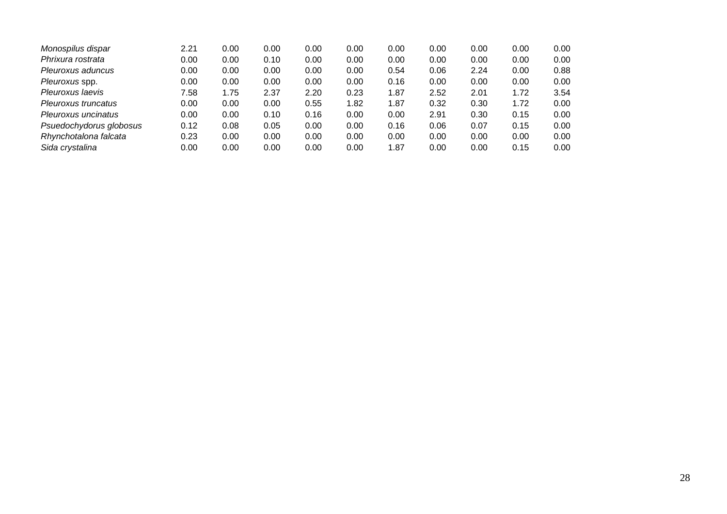| | | | | | | | | | | |
|---|---|---|---|---|---|---|---|---|---|---|
| *Monospilus dispar* | 2.21 | 0.00 | 0.00 | 0.00 | 0.00 | 0.00 | 0.00 | 0.00 | 0.00 | 0.00 |
| *Phrixura rostrata* | 0.00 | 0.00 | 0.10 | 0.00 | 0.00 | 0.00 | 0.00 | 0.00 | 0.00 | 0.00 |
| *Pleuroxus aduncus* | 0.00 | 0.00 | 0.00 | 0.00 | 0.00 | 0.54 | 0.06 | 2.24 | 0.00 | 0.88 |
| *Pleuroxus* spp. | 0.00 | 0.00 | 0.00 | 0.00 | 0.00 | 0.16 | 0.00 | 0.00 | 0.00 | 0.00 |
| *Pleuroxus laevis* | 7.58 | 1.75 | 2.37 | 2.20 | 0.23 | 1.87 | 2.52 | 2.01 | 1.72 | 3.54 |
| *Pleuroxus truncatus* | 0.00 | 0.00 | 0.00 | 0.55 | 1.82 | 1.87 | 0.32 | 0.30 | 1.72 | 0.00 |
| *Pleuroxus uncinatus* | 0.00 | 0.00 | 0.10 | 0.16 | 0.00 | 0.00 | 2.91 | 0.30 | 0.15 | 0.00 |
| *Psuedochydorus globosus* | 0.12 | 0.08 | 0.05 | 0.00 | 0.00 | 0.16 | 0.06 | 0.07 | 0.15 | 0.00 |
| *Rhynchotalona falcata* | 0.23 | 0.00 | 0.00 | 0.00 | 0.00 | 0.00 | 0.00 | 0.00 | 0.00 | 0.00 |
| *Sida crystalina* | 0.00 | 0.00 | 0.00 | 0.00 | 0.00 | 1.87 | 0.00 | 0.00 | 0.15 | 0.00 |